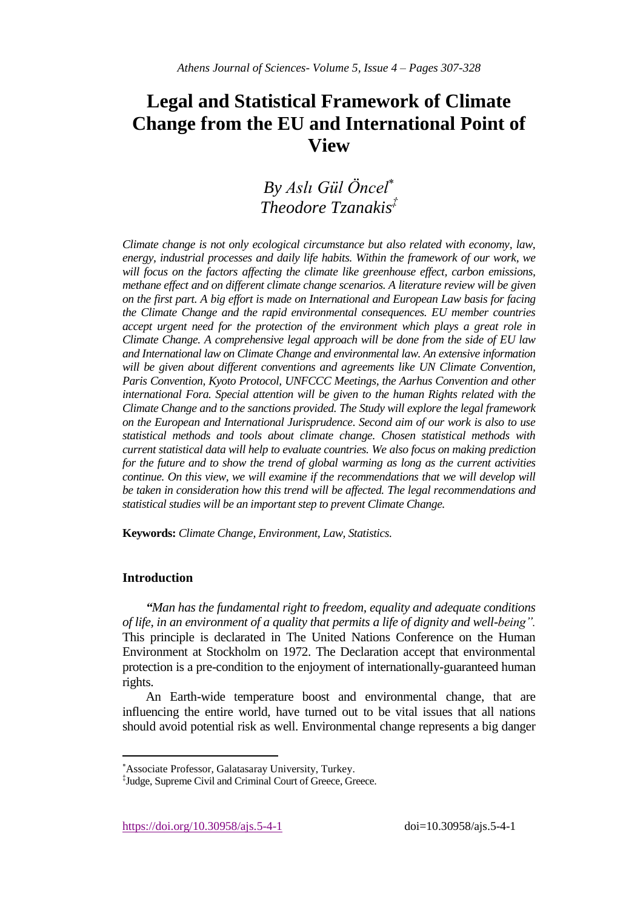# Legal and Statistical Framework of Climate Change from the EU and International Point of View

*By Aslı Gül Öncel*[*]  
*Theodore Tzanakis*[‡]

*Climate change is not only ecological circumstance but also related with economy, law, energy, industrial processes and daily life habits. Within the framework of our work, we will focus on the factors affecting the climate like greenhouse effect, carbon emissions, methane effect and on different climate change scenarios. A literature review will be given on the first part. A big effort is made on International and European Law basis for facing the Climate Change and the rapid environmental consequences. EU member countries accept urgent need for the protection of the environment which plays a great role in Climate Change. A comprehensive legal approach will be done from the side of EU law and International law on Climate Change and environmental law. An extensive information will be given about different conventions and agreements like UN Climate Convention, Paris Convention, Kyoto Protocol, UNFCCC Meetings, the Aarhus Convention and other international Fora. Special attention will be given to the human Rights related with the Climate Change and to the sanctions provided. The Study will explore the legal framework on the European and International Jurisprudence. Second aim of our work is also to use statistical methods and tools about climate change. Chosen statistical methods with current statistical data will help to evaluate countries. We also focus on making prediction for the future and to show the trend of global warming as long as the current activities continue. On this view, we will examine if the recommendations that we will develop will be taken in consideration how this trend will be affected. The legal recommendations and statistical studies will be an important step to prevent Climate Change.*

**Keywords:** *Climate Change, Environment, Law, Statistics.*

## Introduction

***"****Man has the fundamental right to freedom, equality and adequate conditions of life, in an environment of a quality that permits a life of dignity and well-being".* This principle is declared in The United Nations Conference on the Human Environment at Stockholm on 1972. The Declaration accept that environmental protection is a pre-condition to the enjoyment of internationally-guaranteed human rights.

An Earth-wide temperature boost and environmental change, that are influencing the entire world, have turned out to be vital issues that all nations should avoid potential risk as well. Environmental change represents a big danger

---

[*] Associate Professor, Galatasaray University, Turkey.

[‡] Judge, Supreme Civil and Criminal Court of Greece, Greece.

https://doi.org/10.30958/ajs.5-4-1 doi=10.30958/ajs.5-4-1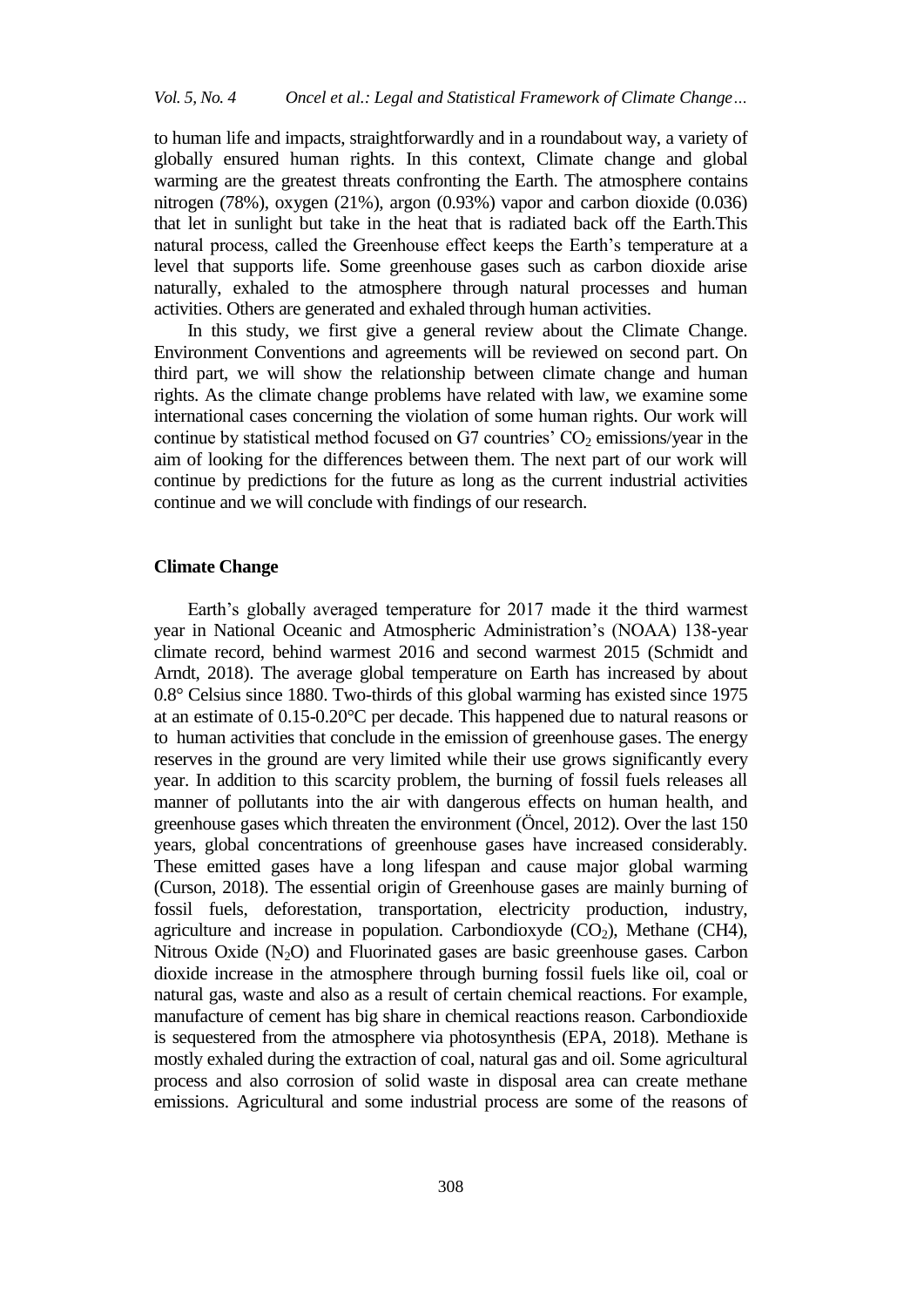to human life and impacts, straightforwardly and in a roundabout way, a variety of globally ensured human rights. In this context, Climate change and global warming are the greatest threats confronting the Earth. The atmosphere contains nitrogen (78%), oxygen (21%), argon (0.93%) vapor and carbon dioxide (0.036) that let in sunlight but take in the heat that is radiated back off the Earth.This natural process, called the Greenhouse effect keeps the Earth's temperature at a level that supports life. Some greenhouse gases such as carbon dioxide arise naturally, exhaled to the atmosphere through natural processes and human activities. Others are generated and exhaled through human activities.

In this study, we first give a general review about the Climate Change. Environment Conventions and agreements will be reviewed on second part. On third part, we will show the relationship between climate change and human rights. As the climate change problems have related with law, we examine some international cases concerning the violation of some human rights. Our work will continue by statistical method focused on G7 countries' $CO_2$ emissions/year in the aim of looking for the differences between them. The next part of our work will continue by predictions for the future as long as the current industrial activities continue and we will conclude with findings of our research.

## Climate Change

Earth's globally averaged temperature for 2017 made it the third warmest year in National Oceanic and Atmospheric Administration's (NOAA) 138-year climate record, behind warmest 2016 and second warmest 2015 (Schmidt and Arndt, 2018). The average global temperature on Earth has increased by about 0.8° Celsius since 1880. Two-thirds of this global warming has existed since 1975 at an estimate of 0.15-0.20°C per decade. This happened due to natural reasons or to human activities that conclude in the emission of greenhouse gases. The energy reserves in the ground are very limited while their use grows significantly every year. In addition to this scarcity problem, the burning of fossil fuels releases all manner of pollutants into the air with dangerous effects on human health, and greenhouse gases which threaten the environment (Öncel, 2012). Over the last 150 years, global concentrations of greenhouse gases have increased considerably. These emitted gases have a long lifespan and cause major global warming (Curson, 2018). The essential origin of Greenhouse gases are mainly burning of fossil fuels, deforestation, transportation, electricity production, industry, agriculture and increase in population. Carbondioxyde ($CO_2$), Methane (CH4), Nitrous Oxide ($N_2O$) and Fluorinated gases are basic greenhouse gases. Carbon dioxide increase in the atmosphere through burning fossil fuels like oil, coal or natural gas, waste and also as a result of certain chemical reactions. For example, manufacture of cement has big share in chemical reactions reason. Carbondioxide is sequestered from the atmosphere via photosynthesis (EPA, 2018). Methane is mostly exhaled during the extraction of coal, natural gas and oil. Some agricultural process and also corrosion of solid waste in disposal area can create methane emissions. Agricultural and some industrial process are some of the reasons of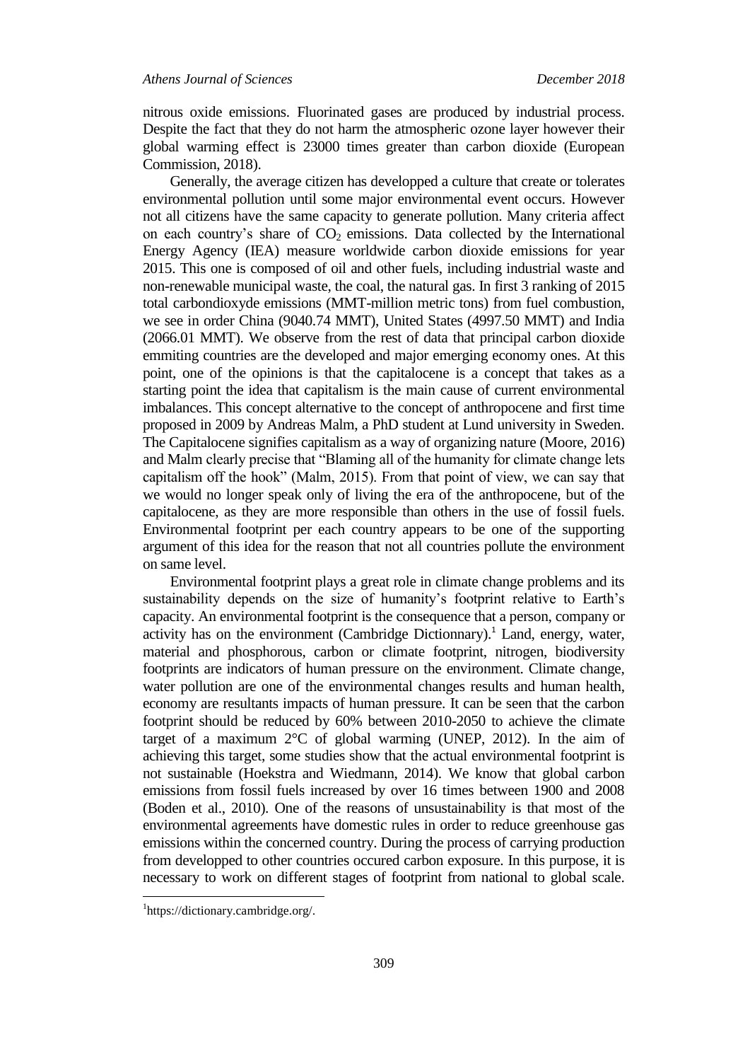nitrous oxide emissions. Fluorinated gases are produced by industrial process. Despite the fact that they do not harm the atmospheric ozone layer however their global warming effect is 23000 times greater than carbon dioxide (European Commission, 2018).

Generally, the average citizen has developped a culture that create or tolerates environmental pollution until some major environmental event occurs. However not all citizens have the same capacity to generate pollution. Many criteria affect on each country's share of $CO_2$ emissions. Data collected by the International Energy Agency (IEA) measure worldwide carbon dioxide emissions for year 2015. This one is composed of oil and other fuels, including industrial waste and non-renewable municipal waste, the coal, the natural gas. In first 3 ranking of 2015 total carbondioxyde emissions (MMT-million metric tons) from fuel combustion, we see in order China (9040.74 MMT), United States (4997.50 MMT) and India (2066.01 MMT). We observe from the rest of data that principal carbon dioxide emmiting countries are the developed and major emerging economy ones. At this point, one of the opinions is that the capitalocene is a concept that takes as a starting point the idea that capitalism is the main cause of current environmental imbalances. This concept alternative to the concept of anthropocene and first time proposed in 2009 by Andreas Malm, a PhD student at Lund university in Sweden. The Capitalocene signifies capitalism as a way of organizing nature (Moore, 2016) and Malm clearly precise that "Blaming all of the humanity for climate change lets capitalism off the hook" (Malm, 2015). From that point of view, we can say that we would no longer speak only of living the era of the anthropocene, but of the capitalocene, as they are more responsible than others in the use of fossil fuels. Environmental footprint per each country appears to be one of the supporting argument of this idea for the reason that not all countries pollute the environment on same level.

Environmental footprint plays a great role in climate change problems and its sustainability depends on the size of humanity's footprint relative to Earth's capacity. An environmental footprint is the consequence that a person, company or activity has on the environment (Cambridge Dictionnary).[1] Land, energy, water, material and phosphorous, carbon or climate footprint, nitrogen, biodiversity footprints are indicators of human pressure on the environment. Climate change, water pollution are one of the environmental changes results and human health, economy are resultants impacts of human pressure. It can be seen that the carbon footprint should be reduced by 60% between 2010-2050 to achieve the climate target of a maximum 2°C of global warming (UNEP, 2012). In the aim of achieving this target, some studies show that the actual environmental footprint is not sustainable (Hoekstra and Wiedmann, 2014). We know that global carbon emissions from fossil fuels increased by over 16 times between 1900 and 2008 (Boden et al., 2010). One of the reasons of unsustainability is that most of the environmental agreements have domestic rules in order to reduce greenhouse gas emissions within the concerned country. During the process of carrying production from developped to other countries occured carbon exposure. In this purpose, it is necessary to work on different stages of footprint from national to global scale.

[1]https://dictionary.cambridge.org/.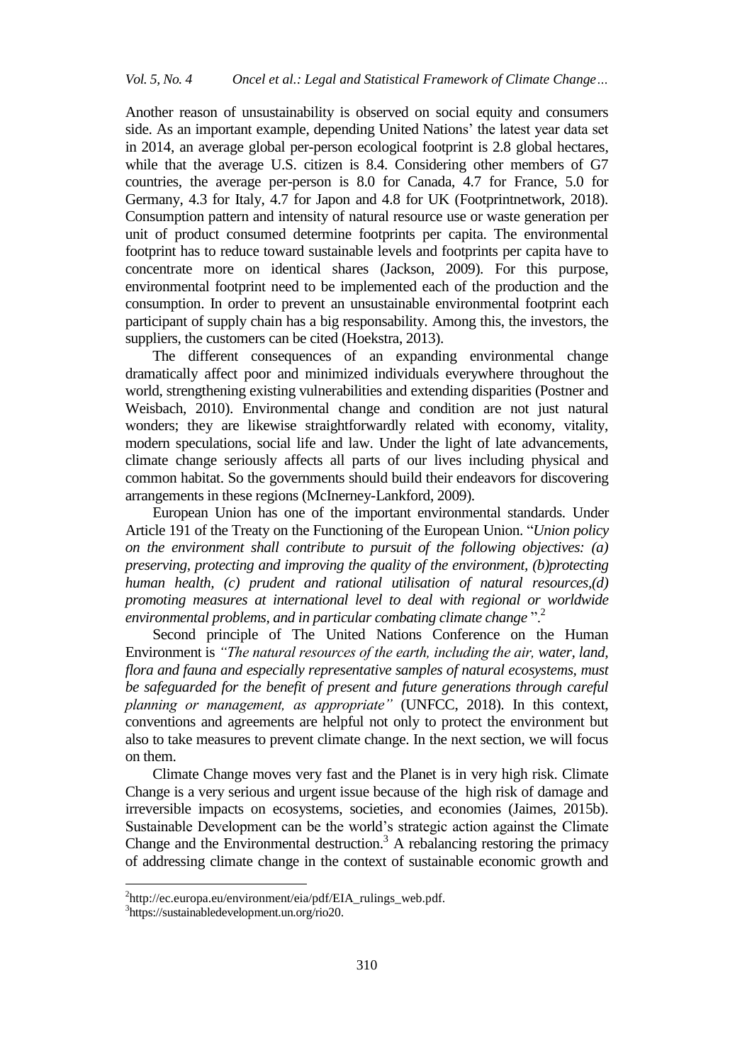Another reason of unsustainability is observed on social equity and consumers side. As an important example, depending United Nations' the latest year data set in 2014, an average global per-person ecological footprint is 2.8 global hectares, while that the average U.S. citizen is 8.4. Considering other members of G7 countries, the average per-person is 8.0 for Canada, 4.7 for France, 5.0 for Germany, 4.3 for Italy, 4.7 for Japon and 4.8 for UK (Footprintnetwork, 2018). Consumption pattern and intensity of natural resource use or waste generation per unit of product consumed determine footprints per capita. The environmental footprint has to reduce toward sustainable levels and footprints per capita have to concentrate more on identical shares (Jackson, 2009). For this purpose, environmental footprint need to be implemented each of the production and the consumption. In order to prevent an unsustainable environmental footprint each participant of supply chain has a big responsability. Among this, the investors, the suppliers, the customers can be cited (Hoekstra, 2013).

The different consequences of an expanding environmental change dramatically affect poor and minimized individuals everywhere throughout the world, strengthening existing vulnerabilities and extending disparities (Postner and Weisbach, 2010). Environmental change and condition are not just natural wonders; they are likewise straightforwardly related with economy, vitality, modern speculations, social life and law. Under the light of late advancements, climate change seriously affects all parts of our lives including physical and common habitat. So the governments should build their endeavors for discovering arrangements in these regions (McInerney-Lankford, 2009).

European Union has one of the important environmental standards. Under Article 191 of the Treaty on the Functioning of the European Union. "*Union policy on the environment shall contribute to pursuit of the following objectives: (a) preserving, protecting and improving the quality of the environment, (b)protecting human health, (c) prudent and rational utilisation of natural resources,(d) promoting measures at international level to deal with regional or worldwide environmental problems, and in particular combating climate change* ".[2]

Second principle of The United Nations Conference on the Human Environment is *"The natural resources of the earth, including the air, water, land, flora and fauna and especially representative samples of natural ecosystems, must be safeguarded for the benefit of present and future generations through careful planning or management, as appropriate"* (UNFCC, 2018). In this context, conventions and agreements are helpful not only to protect the environment but also to take measures to prevent climate change. In the next section, we will focus on them.

Climate Change moves very fast and the Planet is in very high risk. Climate Change is a very serious and urgent issue because of the high risk of damage and irreversible impacts on ecosystems, societies, and economies (Jaimes, 2015b). Sustainable Development can be the world's strategic action against the Climate Change and the Environmental destruction.[3] A rebalancing restoring the primacy of addressing climate change in the context of sustainable economic growth and

---

[2] http://ec.europa.eu/environment/eia/pdf/EIA_rulings_web.pdf.

[3] https://sustainabledevelopment.un.org/rio20.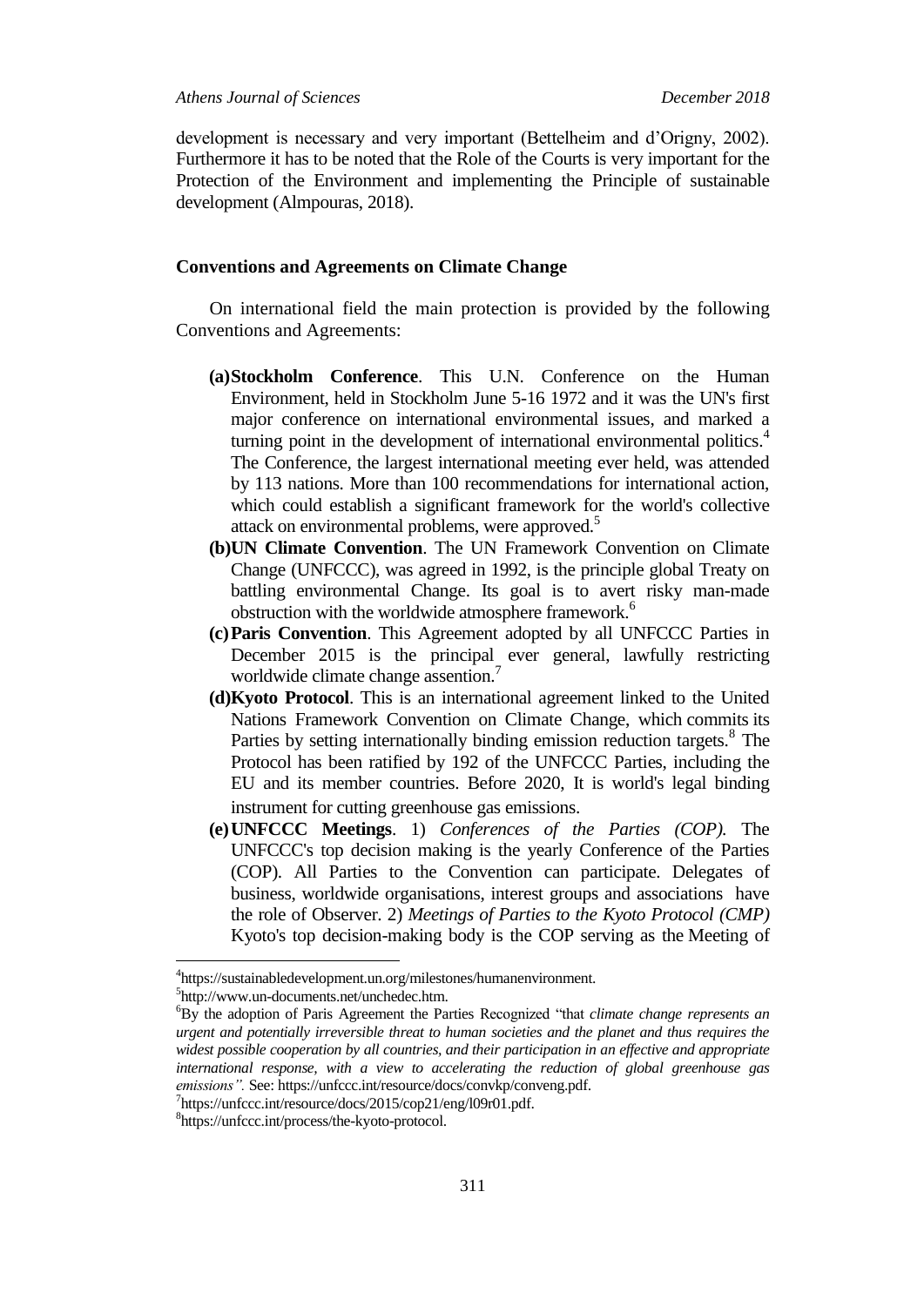development is necessary and very important (Bettelheim and d'Origny, 2002). Furthermore it has to be noted that the Role of the Courts is very important for the Protection of the Environment and implementing the Principle of sustainable development (Almpouras, 2018).

## Conventions and Agreements on Climate Change

On international field the main protection is provided by the following Conventions and Agreements:

- **(a) Stockholm Conference**. This U.N. Conference on the Human Environment, held in Stockholm June 5-16 1972 and it was the UN's first major conference on international environmental issues, and marked a turning point in the development of international environmental politics.[4] The Conference, the largest international meeting ever held, was attended by 113 nations. More than 100 recommendations for international action, which could establish a significant framework for the world's collective attack on environmental problems, were approved.[5]
- **(b) UN Climate Convention**. The UN Framework Convention on Climate Change (UNFCCC), was agreed in 1992, is the principle global Treaty on battling environmental Change. Its goal is to avert risky man-made obstruction with the worldwide atmosphere framework.[6]
- **(c) Paris Convention**. This Agreement adopted by all UNFCCC Parties in December 2015 is the principal ever general, lawfully restricting worldwide climate change assention.[7]
- **(d) Kyoto Protocol**. This is an international agreement linked to the United Nations Framework Convention on Climate Change, which commits its Parties by setting internationally binding emission reduction targets.[8] The Protocol has been ratified by 192 of the UNFCCC Parties, including the EU and its member countries. Before 2020, It is world's legal binding instrument for cutting greenhouse gas emissions.
- **(e) UNFCCC Meetings**. 1) *Conferences of the Parties (COP).* The UNFCCC's top decision making is the yearly Conference of the Parties (COP). All Parties to the Convention can participate. Delegates of business, worldwide organisations, interest groups and associations have the role of Observer. 2) *Meetings of Parties to the Kyoto Protocol (CMP)* Kyoto's top decision-making body is the COP serving as the Meeting of

---

[4] https://sustainabledevelopment.un.org/milestones/humanenvironment.

[5] http://www.un-documents.net/unchedec.htm.

[6] By the adoption of Paris Agreement the Parties Recognized "that *climate change represents an urgent and potentially irreversible threat to human societies and the planet and thus requires the widest possible cooperation by all countries, and their participation in an effective and appropriate international response, with a view to accelerating the reduction of global greenhouse gas emissions".* See: https://unfccc.int/resource/docs/convkp/conveng.pdf.

[7] https://unfccc.int/resource/docs/2015/cop21/eng/l09r01.pdf.

[8] https://unfccc.int/process/the-kyoto-protocol.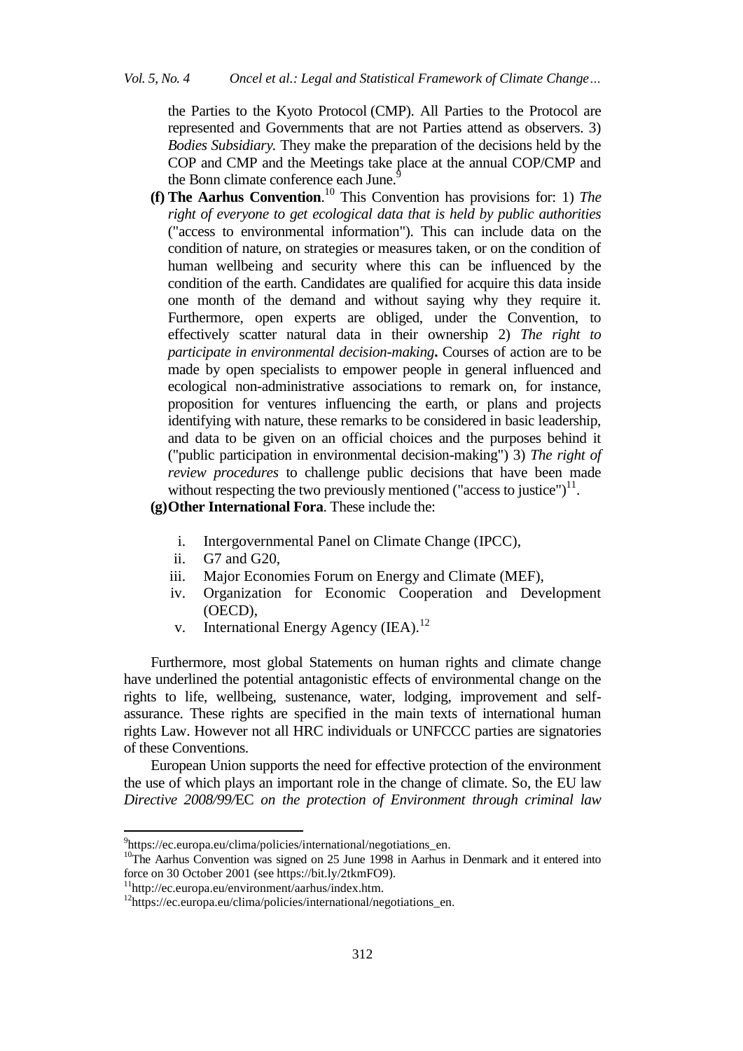the Parties to the Kyoto Protocol (CMP). All Parties to the Protocol are represented and Governments that are not Parties attend as observers. 3) *Bodies Subsidiary.* They make the preparation of the decisions held by the COP and CMP and the Meetings take place at the annual COP/CMP and the Bonn climate conference each June.[9]

**(f) The Aarhus Convention**.[10] This Convention has provisions for: 1) *The right of everyone to get ecological data that is held by public authorities* ("access to environmental information"). This can include data on the condition of nature, on strategies or measures taken, or on the condition of human wellbeing and security where this can be influenced by the condition of the earth. Candidates are qualified for acquire this data inside one month of the demand and without saying why they require it. Furthermore, open experts are obliged, under the Convention, to effectively scatter natural data in their ownership 2) *The right to participate in environmental decision-making***.** Courses of action are to be made by open specialists to empower people in general influenced and ecological non-administrative associations to remark on, for instance, proposition for ventures influencing the earth, or plans and projects identifying with nature, these remarks to be considered in basic leadership, and data to be given on an official choices and the purposes behind it ("public participation in environmental decision-making") 3) *The right of review procedures* to challenge public decisions that have been made without respecting the two previously mentioned ("access to justice")[11].

**(g) Other International Fora**. These include the:

i. Intergovernmental Panel on Climate Change (IPCC),
ii. G7 and G20,
iii. Major Economies Forum on Energy and Climate (MEF),
iv. Organization for Economic Cooperation and Development (OECD),
v. International Energy Agency (IEA).[12]

Furthermore, most global Statements on human rights and climate change have underlined the potential antagonistic effects of environmental change on the rights to life, wellbeing, sustenance, water, lodging, improvement and self-assurance. These rights are specified in the main texts of international human rights Law. However not all HRC individuals or UNFCCC parties are signatories of these Conventions.

European Union supports the need for effective protection of the environment the use of which plays an important role in the change of climate. So, the EU law *Directive 2008/99/*EC *on the protection of Environment through criminal law*

[9]https://ec.europa.eu/clima/policies/international/negotiations_en.

[10]The Aarhus Convention was signed on 25 June 1998 in Aarhus in Denmark and it entered into force on 30 October 2001 (see https://bit.ly/2tkmFO9).

[11]http://ec.europa.eu/environment/aarhus/index.htm.

[12]https://ec.europa.eu/clima/policies/international/negotiations_en.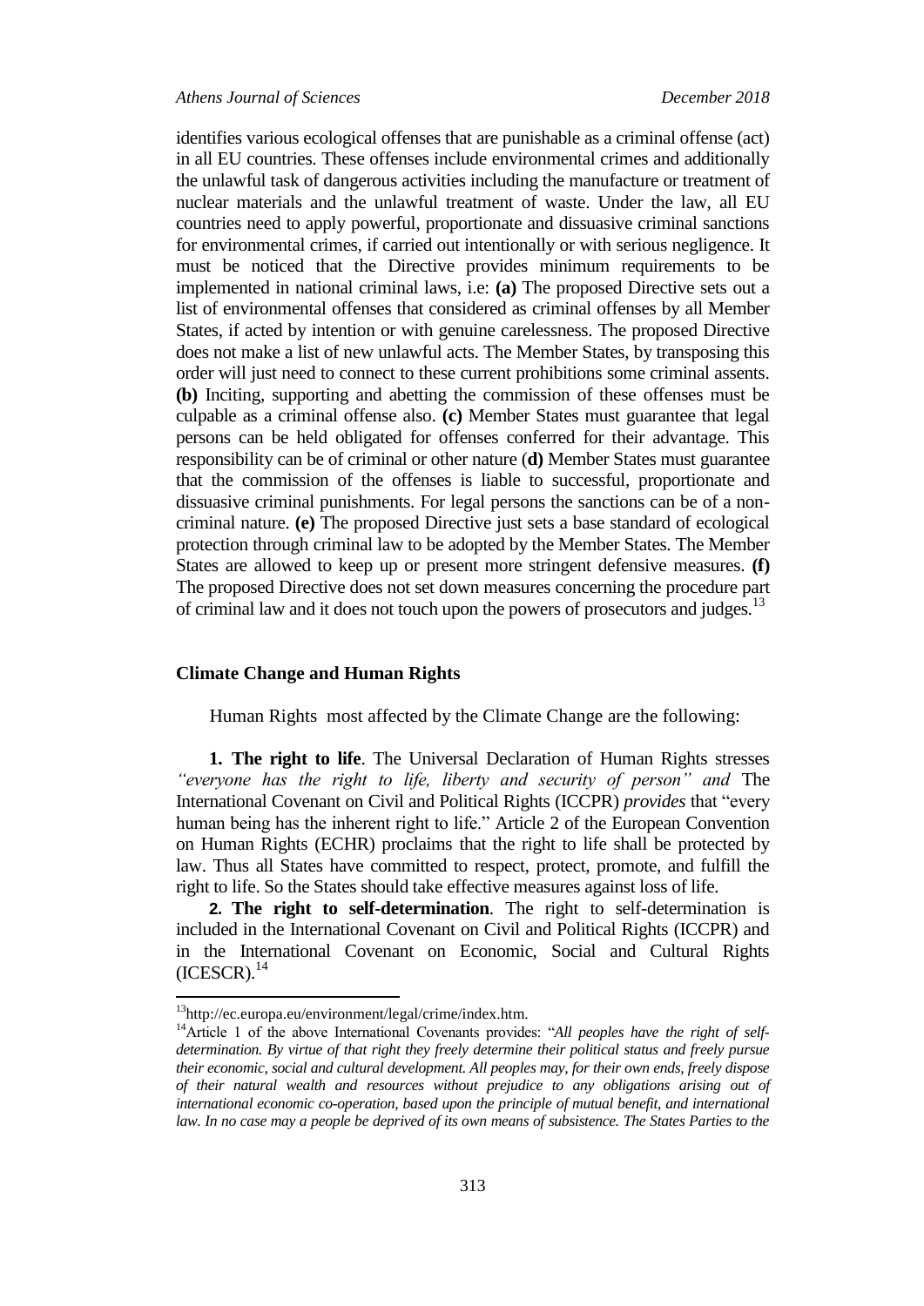identifies various ecological offenses that are punishable as a criminal offense (act) in all EU countries. These offenses include environmental crimes and additionally the unlawful task of dangerous activities including the manufacture or treatment of nuclear materials and the unlawful treatment of waste. Under the law, all EU countries need to apply powerful, proportionate and dissuasive criminal sanctions for environmental crimes, if carried out intentionally or with serious negligence. It must be noticed that the Directive provides minimum requirements to be implemented in national criminal laws, i.e: **(a)** The proposed Directive sets out a list of environmental offenses that considered as criminal offenses by all Member States, if acted by intention or with genuine carelessness. The proposed Directive does not make a list of new unlawful acts. The Member States, by transposing this order will just need to connect to these current prohibitions some criminal assents. **(b)** Inciting, supporting and abetting the commission of these offenses must be culpable as a criminal offense also. **(c)** Member States must guarantee that legal persons can be held obligated for offenses conferred for their advantage. This responsibility can be of criminal or other nature (**d)** Member States must guarantee that the commission of the offenses is liable to successful, proportionate and dissuasive criminal punishments. For legal persons the sanctions can be of a non-criminal nature. **(e)** The proposed Directive just sets a base standard of ecological protection through criminal law to be adopted by the Member States. The Member States are allowed to keep up or present more stringent defensive measures. **(f)** The proposed Directive does not set down measures concerning the procedure part of criminal law and it does not touch upon the powers of prosecutors and judges.[13]

## Climate Change and Human Rights

Human Rights most affected by the Climate Change are the following:

**1. The right to life**. The Universal Declaration of Human Rights stresses *"everyone has the right to life, liberty and security of person" and* The International Covenant on Civil and Political Rights (ICCPR) *provides* that "every human being has the inherent right to life." Article 2 of the European Convention on Human Rights (ECHR) proclaims that the right to life shall be protected by law. Thus all States have committed to respect, protect, promote, and fulfill the right to life. So the States should take effective measures against loss of life.

**2. The right to self-determination**. The right to self-determination is included in the International Covenant on Civil and Political Rights (ICCPR) and in the International Covenant on Economic, Social and Cultural Rights (ICESCR).[14]

---

[13] http://ec.europa.eu/environment/legal/crime/index.htm.

[14] Article 1 of the above International Covenants provides: "*All peoples have the right of self-determination. By virtue of that right they freely determine their political status and freely pursue their economic, social and cultural development. All peoples may, for their own ends, freely dispose of their natural wealth and resources without prejudice to any obligations arising out of international economic co-operation, based upon the principle of mutual benefit, and international law. In no case may a people be deprived of its own means of subsistence. The States Parties to the*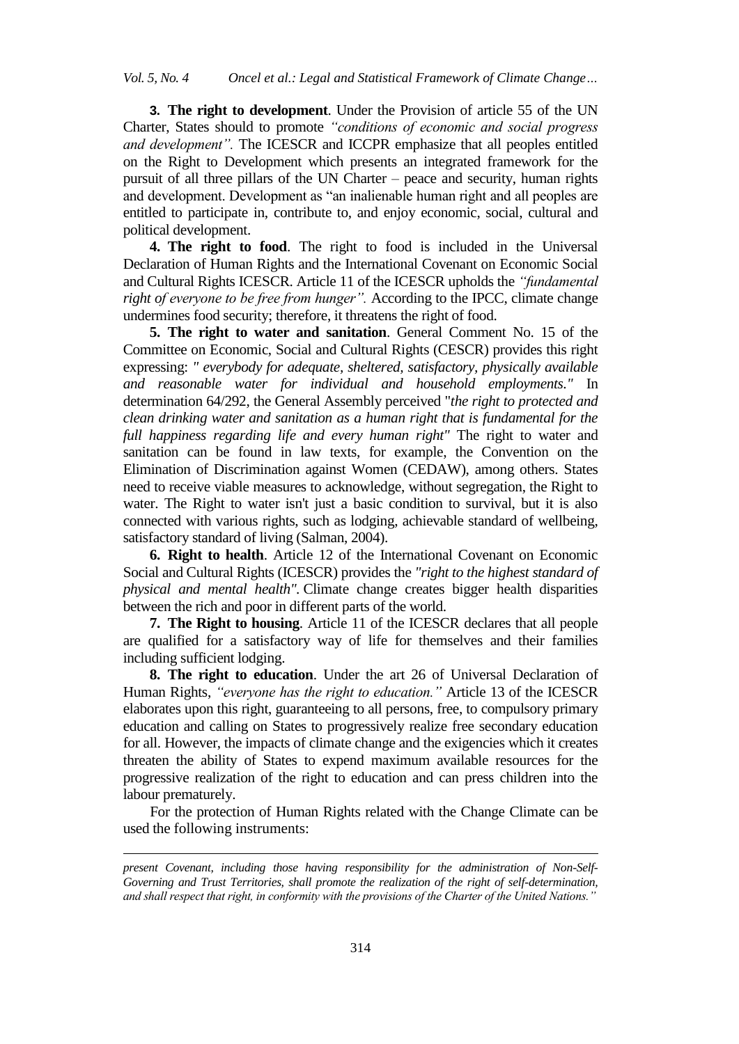**3. The right to development**. Under the Provision of article 55 of the UN Charter, States should to promote *"conditions of economic and social progress and development".* The ICESCR and ICCPR emphasize that all peoples entitled on the Right to Development which presents an integrated framework for the pursuit of all three pillars of the UN Charter – peace and security, human rights and development. Development as "an inalienable human right and all peoples are entitled to participate in, contribute to, and enjoy economic, social, cultural and political development.

**4. The right to food**. The right to food is included in the Universal Declaration of Human Rights and the International Covenant on Economic Social and Cultural Rights ICESCR. Article 11 of the ICESCR upholds the *"fundamental right of everyone to be free from hunger".* According to the IPCC, climate change undermines food security; therefore, it threatens the right of food.

**5. The right to water and sanitation**. General Comment No. 15 of the Committee on Economic, Social and Cultural Rights (CESCR) provides this right expressing: *" everybody for adequate, sheltered, satisfactory, physically available and reasonable water for individual and household employments."* In determination 64/292, the General Assembly perceived "*the right to protected and clean drinking water and sanitation as a human right that is fundamental for the full happiness regarding life and every human right"* The right to water and sanitation can be found in law texts, for example, the Convention on the Elimination of Discrimination against Women (CEDAW), among others. States need to receive viable measures to acknowledge, without segregation, the Right to water. The Right to water isn't just a basic condition to survival, but it is also connected with various rights, such as lodging, achievable standard of wellbeing, satisfactory standard of living (Salman, 2004).

**6. Right to health**. Article 12 of the International Covenant on Economic Social and Cultural Rights (ICESCR) provides the *"right to the highest standard of physical and mental health".* Climate change creates bigger health disparities between the rich and poor in different parts of the world.

**7. The Right to housing**. Article 11 of the ICESCR declares that all people are qualified for a satisfactory way of life for themselves and their families including sufficient lodging.

**8. The right to education**. Under the art 26 of Universal Declaration of Human Rights, *"everyone has the right to education."* Article 13 of the ICESCR elaborates upon this right, guaranteeing to all persons, free, to compulsory primary education and calling on States to progressively realize free secondary education for all. However, the impacts of climate change and the exigencies which it creates threaten the ability of States to expend maximum available resources for the progressive realization of the right to education and can press children into the labour prematurely.

For the protection of Human Rights related with the Change Climate can be used the following instruments:

---

*present Covenant, including those having responsibility for the administration of Non-Self-Governing and Trust Territories, shall promote the realization of the right of self-determination, and shall respect that right, in conformity with the provisions of the Charter of the United Nations."*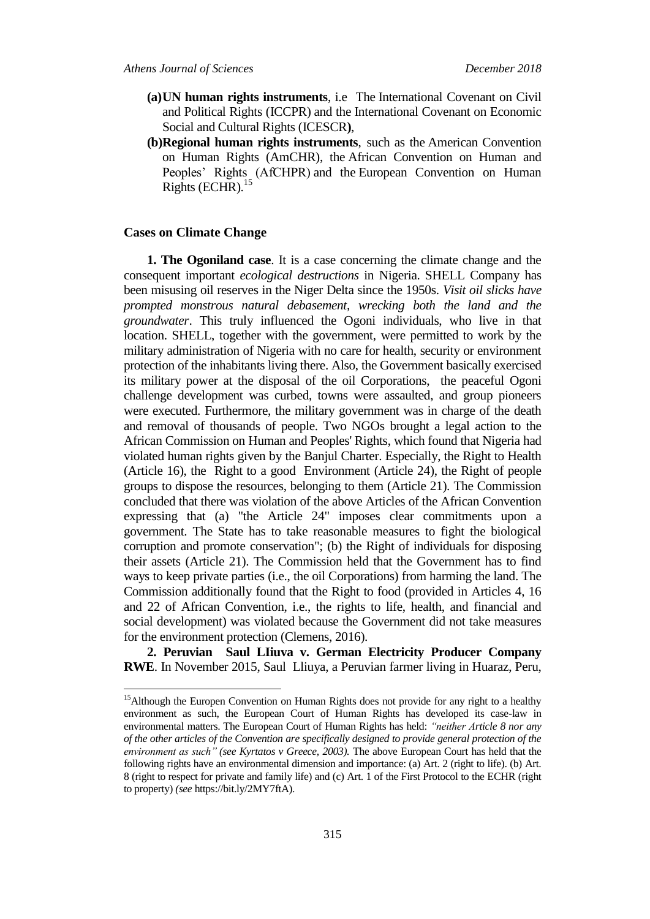**(a) UN human rights instruments**, i.e The International Covenant on Civil and Political Rights (ICCPR) and the International Covenant on Economic Social and Cultural Rights (ICESCR**)**,

**(b) Regional human rights instruments**, such as the American Convention on Human Rights (AmCHR), the African Convention on Human and Peoples' Rights (AfCHPR) and the European Convention on Human Rights (ECHR).[15]

### Cases on Climate Change

**1. The Ogoniland case**. It is a case concerning the climate change and the consequent important *ecological destructions* in Nigeria. SHELL Company has been misusing oil reserves in the Niger Delta since the 1950s. *Visit oil slicks have prompted monstrous natural debasement, wrecking both the land and the groundwater*. This truly influenced the Ogoni individuals, who live in that location. SHELL, together with the government, were permitted to work by the military administration of Nigeria with no care for health, security or environment protection of the inhabitants living there. Also, the Government basically exercised its military power at the disposal of the oil Corporations, the peaceful Ogoni challenge development was curbed, towns were assaulted, and group pioneers were executed. Furthermore, the military government was in charge of the death and removal of thousands of people. Two NGOs brought a legal action to the African Commission on Human and Peoples' Rights, which found that Nigeria had violated human rights given by the Banjul Charter. Especially, the Right to Health (Article 16), the Right to a good Environment (Article 24), the Right of people groups to dispose the resources, belonging to them (Article 21). The Commission concluded that there was violation of the above Articles of the African Convention expressing that (a) "the Article 24" imposes clear commitments upon a government. The State has to take reasonable measures to fight the biological corruption and promote conservation"; (b) the Right of individuals for disposing their assets (Article 21). The Commission held that the Government has to find ways to keep private parties (i.e., the oil Corporations) from harming the land. The Commission additionally found that the Right to food (provided in Articles 4, 16 and 22 of African Convention, i.e., the rights to life, health, and financial and social development) was violated because the Government did not take measures for the environment protection (Clemens, 2016).

**2. Peruvian Saul LIiuva v. German Electricity Producer Company RWE**. In November 2015, Saul Lliuya, a Peruvian farmer living in Huaraz, Peru,

---

[15] Although the Europen Convention on Human Rights does not provide for any right to a healthy environment as such, the European Court of Human Rights has developed its case-law in environmental matters. The European Court of Human Rights has held: *"neither Article 8 nor any of the other articles of the Convention are specifically designed to provide general protection of the environment as such" (see Kyrtatos v Greece, 2003).* The above European Court has held that the following rights have an environmental dimension and importance: (a) Art. 2 (right to life). (b) Art. 8 (right to respect for private and family life) and (c) Art. 1 of the First Protocol to the ECHR (right to property) *(see* https://bit.ly/2MY7ftA).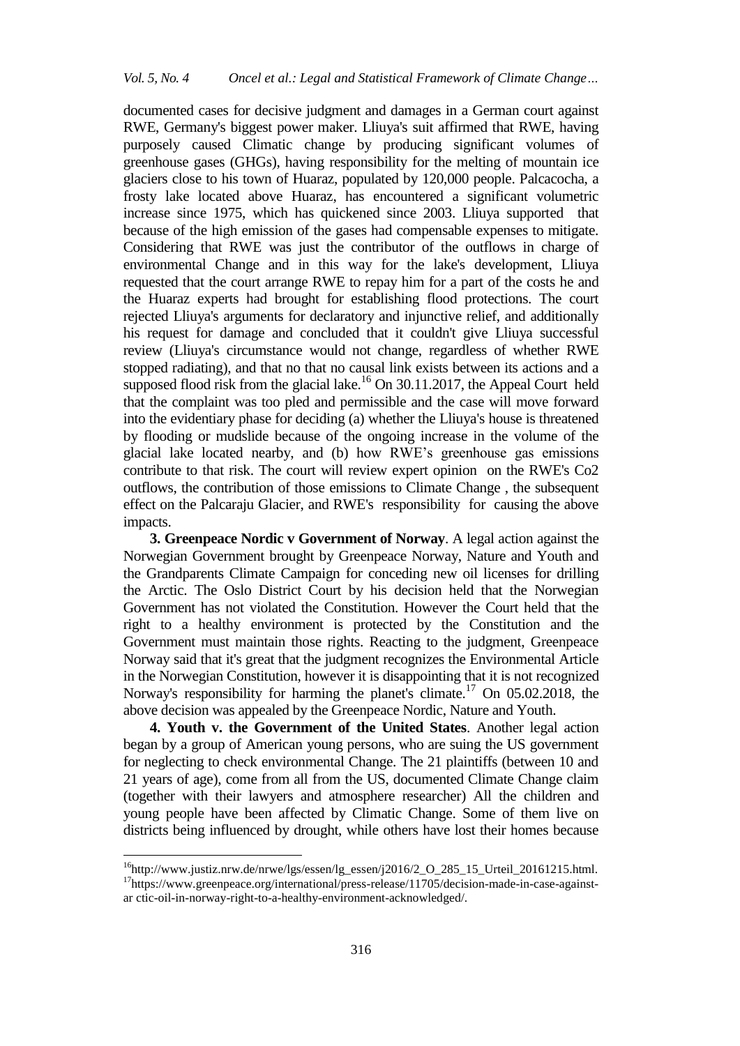documented cases for decisive judgment and damages in a German court against RWE, Germany's biggest power maker. Lliuya's suit affirmed that RWE, having purposely caused Climatic change by producing significant volumes of greenhouse gases (GHGs), having responsibility for the melting of mountain ice glaciers close to his town of Huaraz, populated by 120,000 people. Palcacocha, a frosty lake located above Huaraz, has encountered a significant volumetric increase since 1975, which has quickened since 2003. Lliuya supported that because of the high emission of the gases had compensable expenses to mitigate. Considering that RWE was just the contributor of the outflows in charge of environmental Change and in this way for the lake's development, Lliuya requested that the court arrange RWE to repay him for a part of the costs he and the Huaraz experts had brought for establishing flood protections. The court rejected Lliuya's arguments for declaratory and injunctive relief, and additionally his request for damage and concluded that it couldn't give Lliuya successful review (Lliuya's circumstance would not change, regardless of whether RWE stopped radiating), and that no that no causal link exists between its actions and a supposed flood risk from the glacial lake.[16] On 30.11.2017, the Appeal Court held that the complaint was too pled and permissible and the case will move forward into the evidentiary phase for deciding (a) whether the Lliuya's house is threatened by flooding or mudslide because of the ongoing increase in the volume of the glacial lake located nearby, and (b) how RWE's greenhouse gas emissions contribute to that risk. The court will review expert opinion on the RWE's Co2 outflows, the contribution of those emissions to Climate Change , the subsequent effect on the Palcaraju Glacier, and RWE's responsibility for causing the above impacts.

**3. Greenpeace Nordic v Government of Norway**. A legal action against the Norwegian Government brought by Greenpeace Norway, Nature and Youth and the Grandparents Climate Campaign for conceding new oil licenses for drilling the Arctic. The Oslo District Court by his decision held that the Norwegian Government has not violated the Constitution. However the Court held that the right to a healthy environment is protected by the Constitution and the Government must maintain those rights. Reacting to the judgment, Greenpeace Norway said that it's great that the judgment recognizes the Environmental Article in the Norwegian Constitution, however it is disappointing that it is not recognized Norway's responsibility for harming the planet's climate.[17] On 05.02.2018, the above decision was appealed by the Greenpeace Nordic, Nature and Youth.

**4. Youth v. the Government of the United States**. Another legal action began by a group of American young persons, who are suing the US government for neglecting to check environmental Change. The 21 plaintiffs (between 10 and 21 years of age), come from all from the US, documented Climate Change claim (together with their lawyers and atmosphere researcher) All the children and young people have been affected by Climatic Change. Some of them live on districts being influenced by drought, while others have lost their homes because

---

[16] http://www.justiz.nrw.de/nrwe/lgs/essen/lg_essen/j2016/2_O_285_15_Urteil_20161215.html.

[17] https://www.greenpeace.org/international/press-release/11705/decision-made-in-case-against-ar ctic-oil-in-norway-right-to-a-healthy-environment-acknowledged/.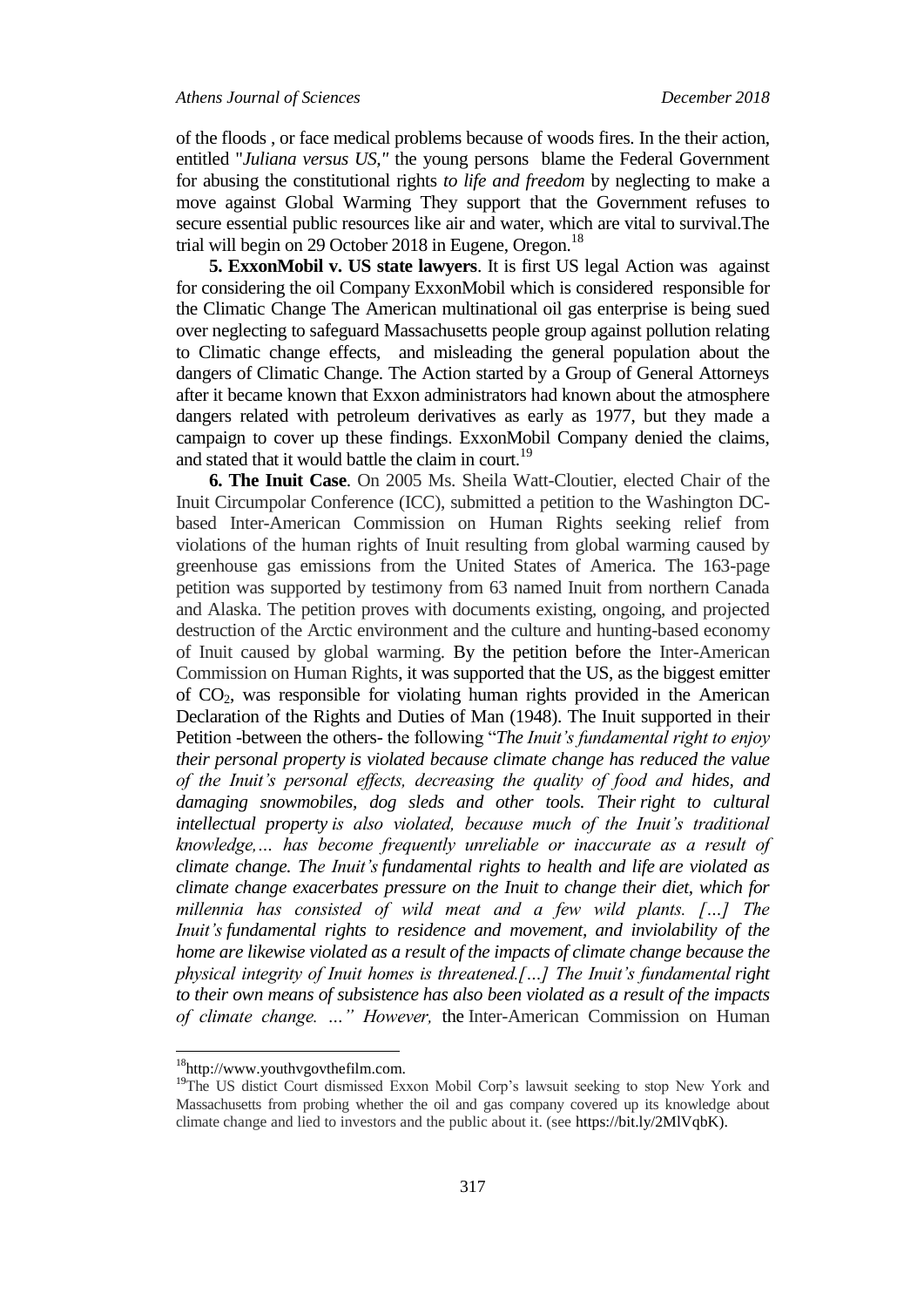of the floods , or face medical problems because of woods fires. In the their action, entitled "*Juliana versus US,"* the young persons blame the Federal Government for abusing the constitutional rights *to life and freedom* by neglecting to make a move against Global Warming They support that the Government refuses to secure essential public resources like air and water, which are vital to survival.The trial will begin on 29 October 2018 in Eugene, Oregon.[18]

**5. ExxonMobil v. US state lawyers**. It is first US legal Action was against for considering the oil Company ExxonMobil which is considered responsible for the Climatic Change The American multinational oil gas enterprise is being sued over neglecting to safeguard Massachusetts people group against pollution relating to Climatic change effects, and misleading the general population about the dangers of Climatic Change. The Action started by a Group of General Attorneys after it became known that Exxon administrators had known about the atmosphere dangers related with petroleum derivatives as early as 1977, but they made a campaign to cover up these findings. ExxonMobil Company denied the claims, and stated that it would battle the claim in court.[19]

**6. The Inuit Case**. On 2005 Ms. Sheila Watt-Cloutier, elected Chair of the Inuit Circumpolar Conference (ICC), submitted a petition to the Washington DC-based Inter-American Commission on Human Rights seeking relief from violations of the human rights of Inuit resulting from global warming caused by greenhouse gas emissions from the United States of America. The 163-page petition was supported by testimony from 63 named Inuit from northern Canada and Alaska. The petition proves with documents existing, ongoing, and projected destruction of the Arctic environment and the culture and hunting-based economy of Inuit caused by global warming. By the petition before the Inter-American Commission on Human Rights, it was supported that the US, as the biggest emitter of $CO_2$, was responsible for violating human rights provided in the American Declaration of the Rights and Duties of Man (1948). The Inuit supported in their Petition -between the others- the following "*The Inuit's fundamental right to enjoy their personal property is violated because climate change has reduced the value of the Inuit's personal effects, decreasing the quality of food and hides, and damaging snowmobiles, dog sleds and other tools. Their right to cultural intellectual property is also violated, because much of the Inuit's traditional knowledge,… has become frequently unreliable or inaccurate as a result of climate change. The Inuit's fundamental rights to health and life are violated as climate change exacerbates pressure on the Inuit to change their diet, which for millennia has consisted of wild meat and a few wild plants. […] The Inuit's fundamental rights to residence and movement, and inviolability of the home are likewise violated as a result of the impacts of climate change because the physical integrity of Inuit homes is threatened.[…] The Inuit's fundamental right to their own means of subsistence has also been violated as a result of the impacts of climate change. …" However,* the Inter-American Commission on Human

---

[18]http://www.youthvgovthefilm.com.

[19]The US distict Court dismissed Exxon Mobil Corp's lawsuit seeking to stop New York and Massachusetts from probing whether the oil and gas company covered up its knowledge about climate change and lied to investors and the public about it. (see https://bit.ly/2MlVqbK).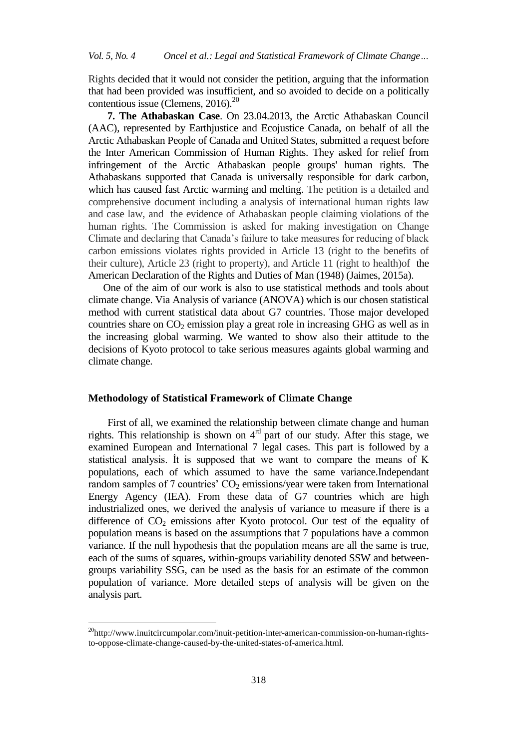Rights decided that it would not consider the petition, arguing that the information that had been provided was insufficient, and so avoided to decide on a politically contentious issue (Clemens, 2016).[20]

**7. The Athabaskan Case**. On 23.04.2013, the Arctic Athabaskan Council (AAC), represented by Earthjustice and Ecojustice Canada, on behalf of all the Arctic Athabaskan People of Canada and United States, submitted a request before the Inter American Commission of Human Rights. They asked for relief from infringement of the Arctic Athabaskan people groups' human rights. The Athabaskans supported that Canada is universally responsible for dark carbon, which has caused fast Arctic warming and melting. The petition is a detailed and comprehensive document including a analysis of international human rights law and case law, and the evidence of Athabaskan people claiming violations of the human rights. The Commission is asked for making investigation on Change Climate and declaring that Canada's failure to take measures for reducing of black carbon emissions violates rights provided in Article 13 (right to the benefits of their culture), Article 23 (right to property), and Article 11 (right to health)of the American Declaration of the Rights and Duties of Man (1948) (Jaimes, 2015a).

One of the aim of our work is also to use statistical methods and tools about climate change. Via Analysis of variance (ANOVA) which is our chosen statistical method with current statistical data about G7 countries. Those major developed countries share on $CO_2$ emission play a great role in increasing GHG as well as in the increasing global warming. We wanted to show also their attitude to the decisions of Kyoto protocol to take serious measures againts global warming and climate change.

## Methodology of Statistical Framework of Climate Change

First of all, we examined the relationship between climate change and human rights. This relationship is shown on 4[rd] part of our study. After this stage, we examined European and International 7 legal cases. This part is followed by a statistical analysis. İt is supposed that we want to compare the means of K populations, each of which assumed to have the same variance.Independant random samples of 7 countries' $CO_2$ emissions/year were taken from International Energy Agency (IEA). From these data of G7 countries which are high industrialized ones, we derived the analysis of variance to measure if there is a difference of $CO_2$ emissions after Kyoto protocol. Our test of the equality of population means is based on the assumptions that 7 populations have a common variance. If the null hypothesis that the population means are all the same is true, each of the sums of squares, within-groups variability denoted SSW and between-groups variability SSG, can be used as the basis for an estimate of the common population of variance. More detailed steps of analysis will be given on the analysis part.

[20] http://www.inuitcircumpolar.com/inuit-petition-inter-american-commission-on-human-rights-to-oppose-climate-change-caused-by-the-united-states-of-america.html.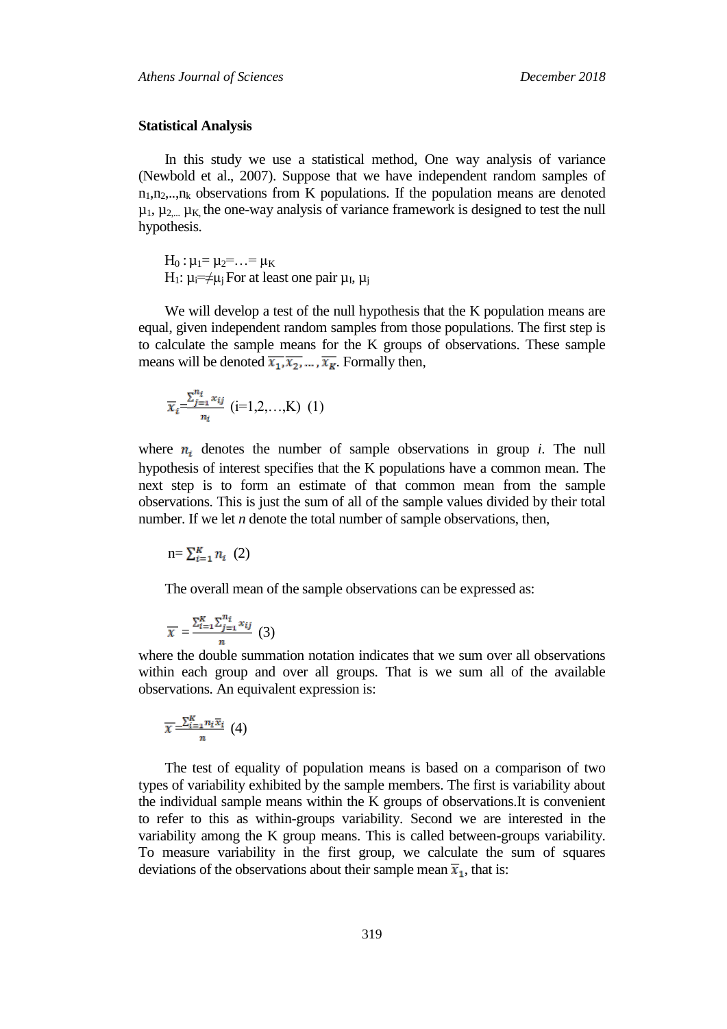**Statistical Analysis**

In this study we use a statistical method, One way analysis of variance (Newbold et al., 2007). Suppose that we have independent random samples of $n_1, n_2, .., n_k$ observations from K populations. If the population means are denoted $\mu_1, \mu_{2,...}\ \mu_{K,}$ the one-way analysis of variance framework is designed to test the null hypothesis.

$H_0 : \mu_1 = \mu_2 = \ldots = \mu_K$
$H_1$: $\mu_i = \neq \mu_j$ For at least one pair $\mu_I$, $\mu_j$

We will develop a test of the null hypothesis that the K population means are equal, given independent random samples from those populations. The first step is to calculate the sample means for the K groups of observations. These sample means will be denoted $\overline{x_1}, \overline{x_2}, \ldots, \overline{x_K}$. Formally then,

$$\overline{x_i} = \frac{\sum_{j=1}^{n_i} x_{ij}}{n_i} \quad (i=1,2,\ldots,K) \quad (1)$$

where $n_i$ denotes the number of sample observations in group *i.* The null hypothesis of interest specifies that the K populations have a common mean. The next step is to form an estimate of that common mean from the sample observations. This is just the sum of all of the sample values divided by their total number. If we let *n* denote the total number of sample observations, then,

$$n = \sum_{i=1}^{K} n_i \quad (2)$$

The overall mean of the sample observations can be expressed as:

$$\overline{x} = \frac{\sum_{i=1}^{K} \sum_{j=1}^{n_i} x_{ij}}{n} \quad (3)$$

where the double summation notation indicates that we sum over all observations within each group and over all groups. That is we sum all of the available observations. An equivalent expression is:

$$\overline{x} = \frac{\sum_{i=1}^{K} n_i \overline{x}_i}{n} \quad (4)$$

The test of equality of population means is based on a comparison of two types of variability exhibited by the sample members. The first is variability about the individual sample means within the K groups of observations.It is convenient to refer to this as within-groups variability. Second we are interested in the variability among the K group means. This is called between-groups variability. To measure variability in the first group, we calculate the sum of squares deviations of the observations about their sample mean $\overline{x}_1$, that is: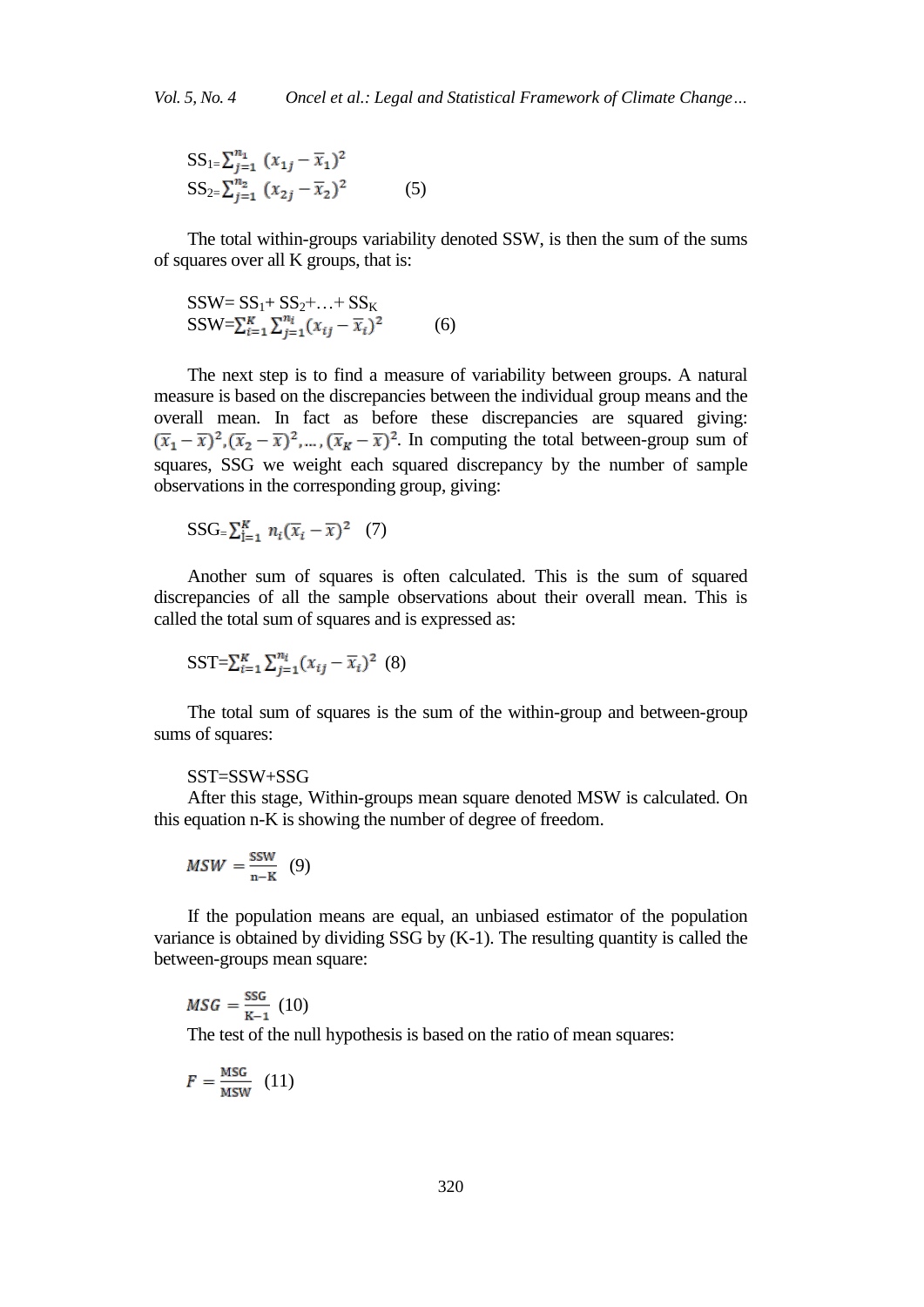$$SS_1 = \sum_{j=1}^{n_1} (x_{1j} - \bar{x}_1)^2$$
$$SS_2 = \sum_{j=1}^{n_2} (x_{2j} - \bar{x}_2)^2 \quad (5)$$

The total within-groups variability denoted SSW, is then the sum of the sums of squares over all K groups, that is:

$$SSW = SS_1 + SS_2 + \ldots + SS_K$$
$$SSW = \sum_{i=1}^{K} \sum_{j=1}^{n_i} (x_{ij} - \bar{x}_i)^2 \quad (6)$$

The next step is to find a measure of variability between groups. A natural measure is based on the discrepancies between the individual group means and the overall mean. In fact as before these discrepancies are squared giving: $(\bar{x}_1 - \bar{x})^2, (\bar{x}_2 - \bar{x})^2, \ldots, (\bar{x}_K - \bar{x})^2$. In computing the total between-group sum of squares, SSG we weight each squared discrepancy by the number of sample observations in the corresponding group, giving:

$$SSG = \sum_{i=1}^{K} n_i (\bar{x}_i - \bar{x})^2 \quad (7)$$

Another sum of squares is often calculated. This is the sum of squared discrepancies of all the sample observations about their overall mean. This is called the total sum of squares and is expressed as:

$$SST = \sum_{i=1}^{K} \sum_{j=1}^{n_i} (x_{ij} - \bar{x}_i)^2 \quad (8)$$

The total sum of squares is the sum of the within-group and between-group sums of squares:

SST=SSW+SSG

After this stage, Within-groups mean square denoted MSW is calculated. On this equation n-K is showing the number of degree of freedom.

$$MSW = \frac{SSW}{n-K} \quad (9)$$

If the population means are equal, an unbiased estimator of the population variance is obtained by dividing SSG by (K-1). The resulting quantity is called the between-groups mean square:

$$MSG = \frac{SSG}{K-1} \quad (10)$$

The test of the null hypothesis is based on the ratio of mean squares:

$$F = \frac{MSG}{MSW} \quad (11)$$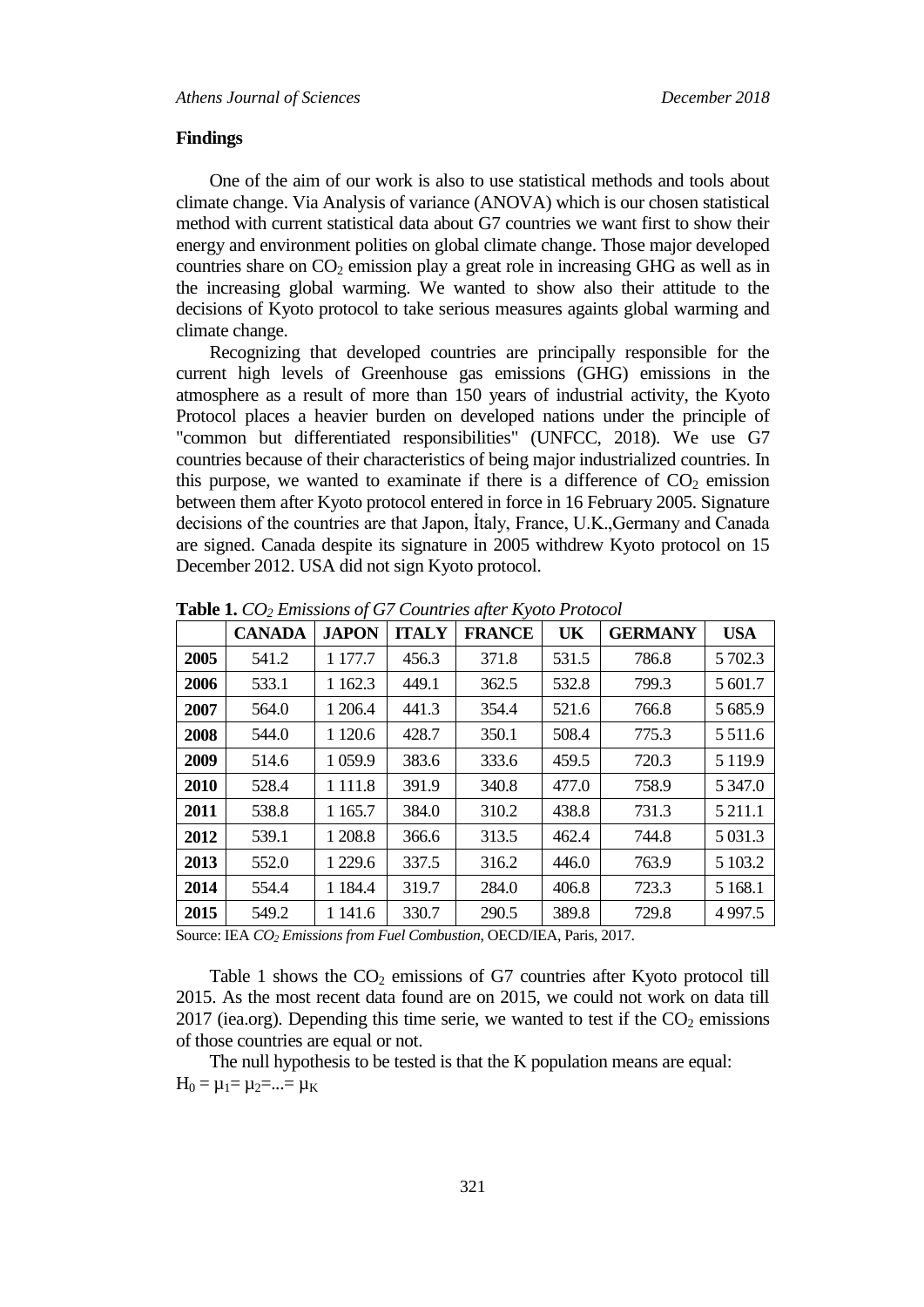### Findings

One of the aim of our work is also to use statistical methods and tools about climate change. Via Analysis of variance (ANOVA) which is our chosen statistical method with current statistical data about G7 countries we want first to show their energy and environment polities on global climate change. Those major developed countries share on $CO_2$ emission play a great role in increasing GHG as well as in the increasing global warming. We wanted to show also their attitude to the decisions of Kyoto protocol to take serious measures againts global warming and climate change.

Recognizing that developed countries are principally responsible for the current high levels of Greenhouse gas emissions (GHG) emissions in the atmosphere as a result of more than 150 years of industrial activity, the Kyoto Protocol places a heavier burden on developed nations under the principle of "common but differentiated responsibilities" (UNFCC, 2018). We use G7 countries because of their characteristics of being major industrialized countries. In this purpose, we wanted to examinate if there is a difference of $CO_2$ emission between them after Kyoto protocol entered in force in 16 February 2005. Signature decisions of the countries are that Japon, İtaly, France, U.K.,Germany and Canada are signed. Canada despite its signature in 2005 withdrew Kyoto protocol on 15 December 2012. USA did not sign Kyoto protocol.

**Table 1.** *$CO_2$ Emissions of G7 Countries after Kyoto Protocol*

| | CANADA | JAPON | ITALY | FRANCE | UK | GERMANY | USA |
|---|---|---|---|---|---|---|---|
| **2005** | 541.2 | 1 177.7 | 456.3 | 371.8 | 531.5 | 786.8 | 5 702.3 |
| **2006** | 533.1 | 1 162.3 | 449.1 | 362.5 | 532.8 | 799.3 | 5 601.7 |
| **2007** | 564.0 | 1 206.4 | 441.3 | 354.4 | 521.6 | 766.8 | 5 685.9 |
| **2008** | 544.0 | 1 120.6 | 428.7 | 350.1 | 508.4 | 775.3 | 5 511.6 |
| **2009** | 514.6 | 1 059.9 | 383.6 | 333.6 | 459.5 | 720.3 | 5 119.9 |
| **2010** | 528.4 | 1 111.8 | 391.9 | 340.8 | 477.0 | 758.9 | 5 347.0 |
| **2011** | 538.8 | 1 165.7 | 384.0 | 310.2 | 438.8 | 731.3 | 5 211.1 |
| **2012** | 539.1 | 1 208.8 | 366.6 | 313.5 | 462.4 | 744.8 | 5 031.3 |
| **2013** | 552.0 | 1 229.6 | 337.5 | 316.2 | 446.0 | 763.9 | 5 103.2 |
| **2014** | 554.4 | 1 184.4 | 319.7 | 284.0 | 406.8 | 723.3 | 5 168.1 |
| **2015** | 549.2 | 1 141.6 | 330.7 | 290.5 | 389.8 | 729.8 | 4 997.5 |

Source: IEA *$CO_2$ Emissions from Fuel Combustion*, OECD/IEA, Paris, 2017.

Table 1 shows the $CO_2$ emissions of G7 countries after Kyoto protocol till 2015. As the most recent data found are on 2015, we could not work on data till 2017 (iea.org). Depending this time serie, we wanted to test if the $CO_2$ emissions of those countries are equal or not.

The null hypothesis to be tested is that the K population means are equal:
$H_0 = \mu_1 = \mu_2 = ... = \mu_K$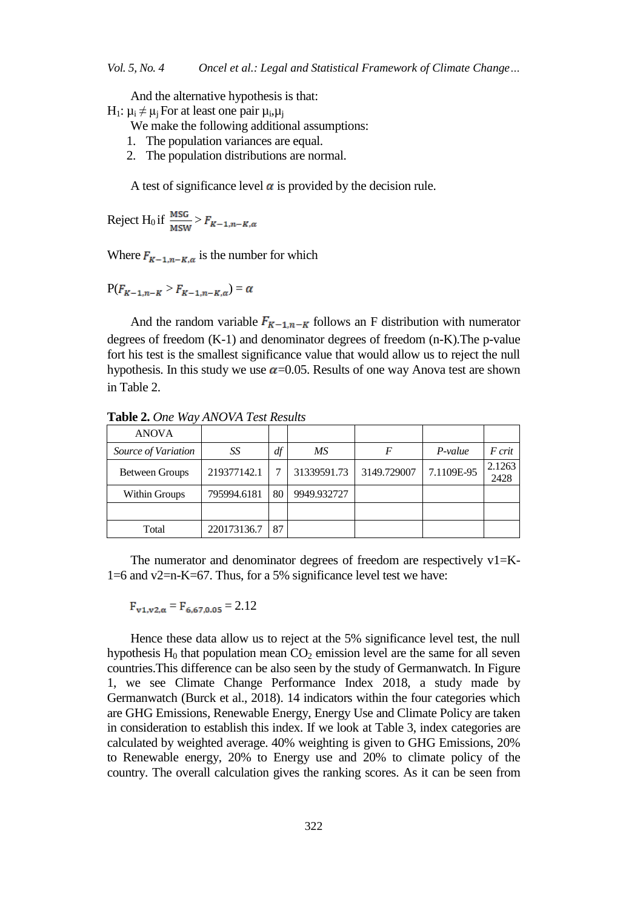And the alternative hypothesis is that:

$H_1$: $\mu_i \neq \mu_j$ For at least one pair $\mu_i,\mu_j$

We make the following additional assumptions:

1. The population variances are equal.
2. The population distributions are normal.

A test of significance level $\alpha$ is provided by the decision rule.

Reject $H_0$ if $\frac{MSG}{MSW} > F_{K-1,n-K,\alpha}$

Where $F_{K-1,n-K,\alpha}$ is the number for which

$P(F_{K-1,n-K} > F_{K-1,n-K,\alpha}) = \alpha$

And the random variable $F_{K-1,n-K}$ follows an F distribution with numerator degrees of freedom (K-1) and denominator degrees of freedom (n-K).The p-value fort his test is the smallest significance value that would allow us to reject the null hypothesis. In this study we use $\alpha$=0.05. Results of one way Anova test are shown in Table 2.

**Table 2.** *One Way ANOVA Test Results*

| ANOVA | | | | | | |
|---|---|---|---|---|---|---|
| *Source of Variation* | *SS* | *df* | *MS* | *F* | *P-value* | *F crit* |
| Between Groups | 219377142.1 | 7 | 31339591.73 | 3149.729007 | 7.1109E-95 | 2.12632428 |
| Within Groups | 795994.6181 | 80 | 9949.932727 | | | |
| | | | | | | |
| Total | 220173136.7 | 87 | | | | |

The numerator and denominator degrees of freedom are respectively v1=K-1=6 and v2=n-K=67. Thus, for a 5% significance level test we have:

$F_{v1,v2,\alpha} = F_{6,67,0.05} = 2.12$

Hence these data allow us to reject at the 5% significance level test, the null hypothesis $H_0$ that population mean $CO_2$ emission level are the same for all seven countries.This difference can be also seen by the study of Germanwatch. In Figure 1, we see Climate Change Performance Index 2018, a study made by Germanwatch (Burck et al., 2018). 14 indicators within the four categories which are GHG Emissions, Renewable Energy, Energy Use and Climate Policy are taken in consideration to establish this index. If we look at Table 3, index categories are calculated by weighted average. 40% weighting is given to GHG Emissions, 20% to Renewable energy, 20% to Energy use and 20% to climate policy of the country. The overall calculation gives the ranking scores. As it can be seen from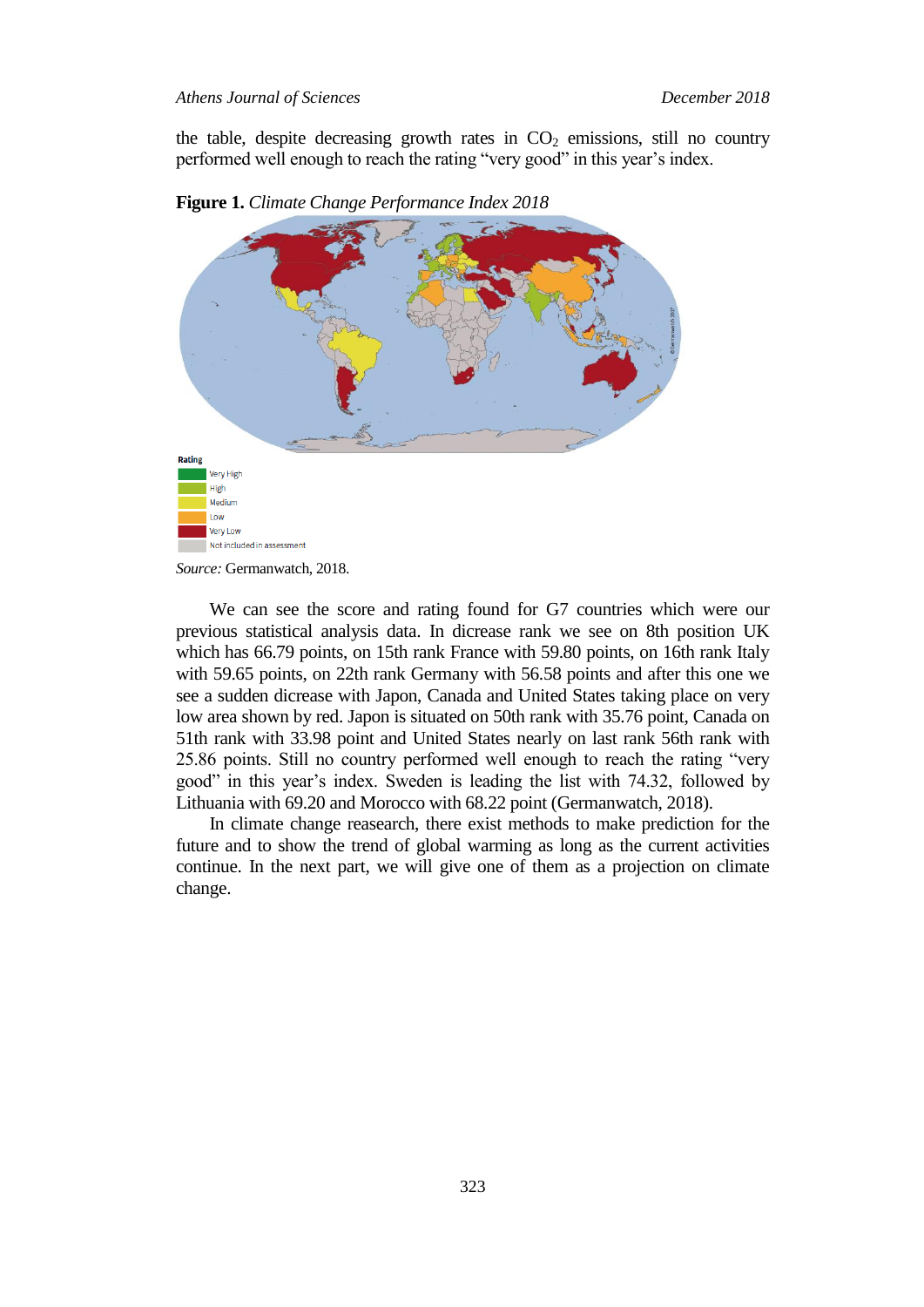the table, despite decreasing growth rates in $CO_2$ emissions, still no country performed well enough to reach the rating "very good" in this year's index.

**Figure 1.** *Climate Change Performance Index 2018*

Rating
- Very High
- High
- Medium
- Low
- Very Low
- Not included in assessment

*Source:* Germanwatch, 2018.

We can see the score and rating found for G7 countries which were our previous statistical analysis data. In dicrease rank we see on 8th position UK which has 66.79 points, on 15th rank France with 59.80 points, on 16th rank Italy with 59.65 points, on 22th rank Germany with 56.58 points and after this one we see a sudden dicrease with Japon, Canada and United States taking place on very low area shown by red. Japon is situated on 50th rank with 35.76 point, Canada on 51th rank with 33.98 point and United States nearly on last rank 56th rank with 25.86 points. Still no country performed well enough to reach the rating "very good" in this year's index. Sweden is leading the list with 74.32, followed by Lithuania with 69.20 and Morocco with 68.22 point (Germanwatch, 2018).

In climate change reasearch, there exist methods to make prediction for the future and to show the trend of global warming as long as the current activities continue. In the next part, we will give one of them as a projection on climate change.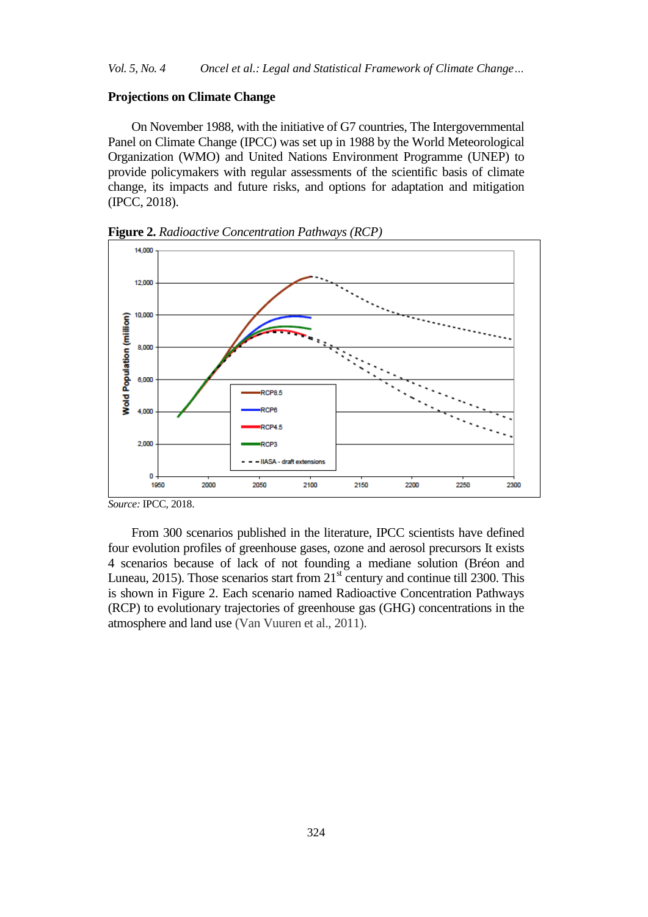### Projections on Climate Change

On November 1988, with the initiative of G7 countries, The Intergovernmental Panel on Climate Change (IPCC) was set up in 1988 by the World Meteorological Organization (WMO) and United Nations Environment Programme (UNEP) to provide policymakers with regular assessments of the scientific basis of climate change, its impacts and future risks, and options for adaptation and mitigation (IPCC, 2018).

**Figure 2.** *Radioactive Concentration Pathways (RCP)*

*Source:* IPCC, 2018.

From 300 scenarios published in the literature, IPCC scientists have defined four evolution profiles of greenhouse gases, ozone and aerosol precursors It exists 4 scenarios because of lack of not founding a mediane solution (Bréon and Luneau, 2015). Those scenarios start from 21st century and continue till 2300. This is shown in Figure 2. Each scenario named Radioactive Concentration Pathways (RCP) to evolutionary trajectories of greenhouse gas (GHG) concentrations in the atmosphere and land use (Van Vuuren et al., 2011).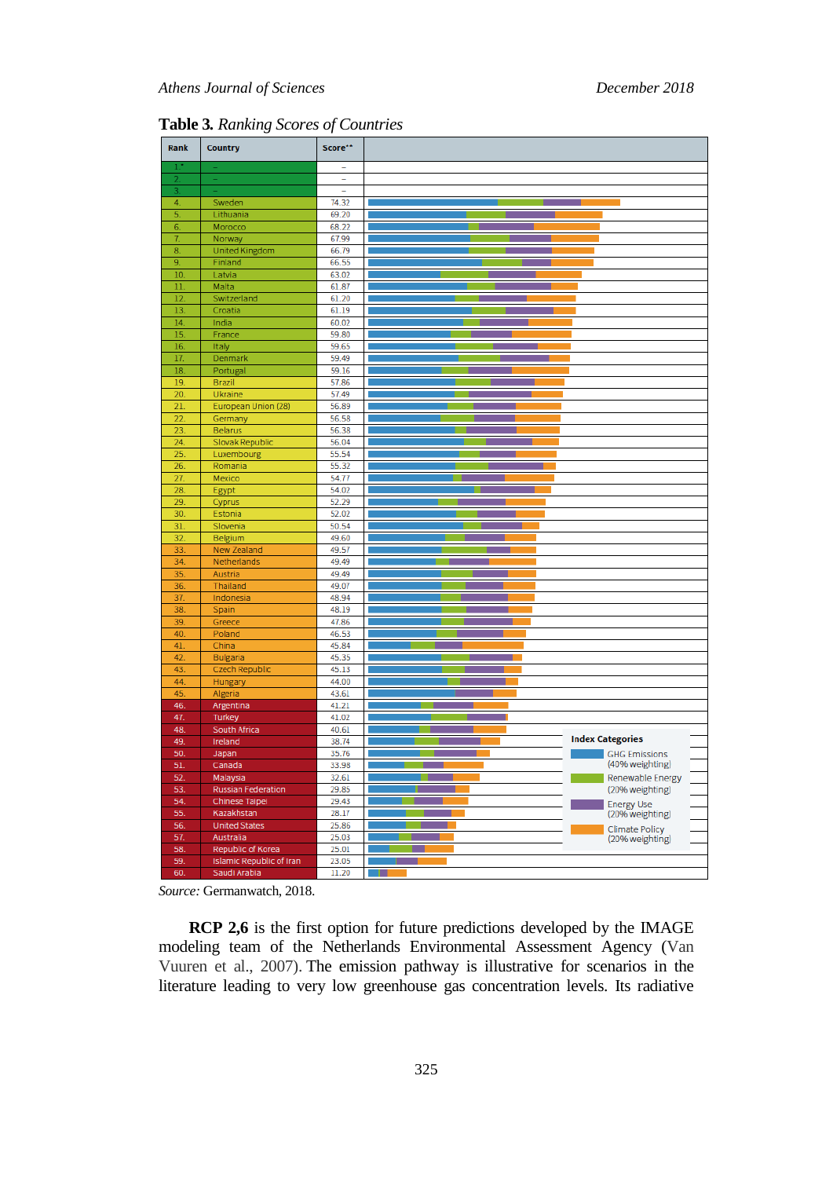**Table 3.** *Ranking Scores of Countries*

| Rank | Country | Score** |
|---|---|---|
| 1.* | – | – |
| 2. | – | – |
| 3. | – | – |
| 4. | Sweden | 74.32 |
| 5. | Lithuania | 69.20 |
| 6. | Morocco | 68.22 |
| 7. | Norway | 67.99 |
| 8. | United Kingdom | 66.79 |
| 9. | Finland | 66.55 |
| 10. | Latvia | 63.02 |
| 11. | Malta | 61.87 |
| 12. | Switzerland | 61.20 |
| 13. | Croatia | 61.19 |
| 14. | India | 60.02 |
| 15. | France | 59.80 |
| 16. | Italy | 59.65 |
| 17. | Denmark | 59.49 |
| 18. | Portugal | 59.16 |
| 19. | Brazil | 57.86 |
| 20. | Ukraine | 57.49 |
| 21. | European Union (28) | 56.89 |
| 22. | Germany | 56.58 |
| 23. | Belarus | 56.38 |
| 24. | Slovak Republic | 56.04 |
| 25. | Luxembourg | 55.54 |
| 26. | Romania | 55.32 |
| 27. | Mexico | 54.77 |
| 28. | Egypt | 54.02 |
| 29. | Cyprus | 52.29 |
| 30. | Estonia | 52.02 |
| 31. | Slovenia | 50.54 |
| 32. | Belgium | 49.60 |
| 33. | New Zealand | 49.57 |
| 34. | Netherlands | 49.49 |
| 35. | Austria | 49.49 |
| 36. | Thailand | 49.07 |
| 37. | Indonesia | 48.94 |
| 38. | Spain | 48.19 |
| 39. | Greece | 47.86 |
| 40. | Poland | 46.53 |
| 41. | China | 45.84 |
| 42. | Bulgaria | 45.35 |
| 43. | Czech Republic | 45.13 |
| 44. | Hungary | 44.00 |
| 45. | Algeria | 43.61 |
| 46. | Argentina | 41.21 |
| 47. | Turkey | 41.02 |
| 48. | South Africa | 40.61 |
| 49. | Ireland | 38.74 |
| 50. | Japan | 35.76 |
| 51. | Canada | 33.98 |
| 52. | Malaysia | 32.61 |
| 53. | Russian Federation | 29.85 |
| 54. | Chinese Taipei | 29.43 |
| 55. | Kazakhstan | 28.17 |
| 56. | United States | 25.86 |
| 57. | Australia | 25.03 |
| 58. | Republic of Korea | 25.01 |
| 59. | Islamic Republic of Iran | 23.05 |
| 60. | Saudi Arabia | 11.20 |

Index Categories: GHG Emissions (40% weighting); Renewable Energy (20% weighting); Energy Use (20% weighting); Climate Policy (20% weighting)

*Source:* Germanwatch, 2018.

**RCP 2,6** is the first option for future predictions developed by the IMAGE modeling team of the Netherlands Environmental Assessment Agency (Van Vuuren et al., 2007). The emission pathway is illustrative for scenarios in the literature leading to very low greenhouse gas concentration levels. Its radiative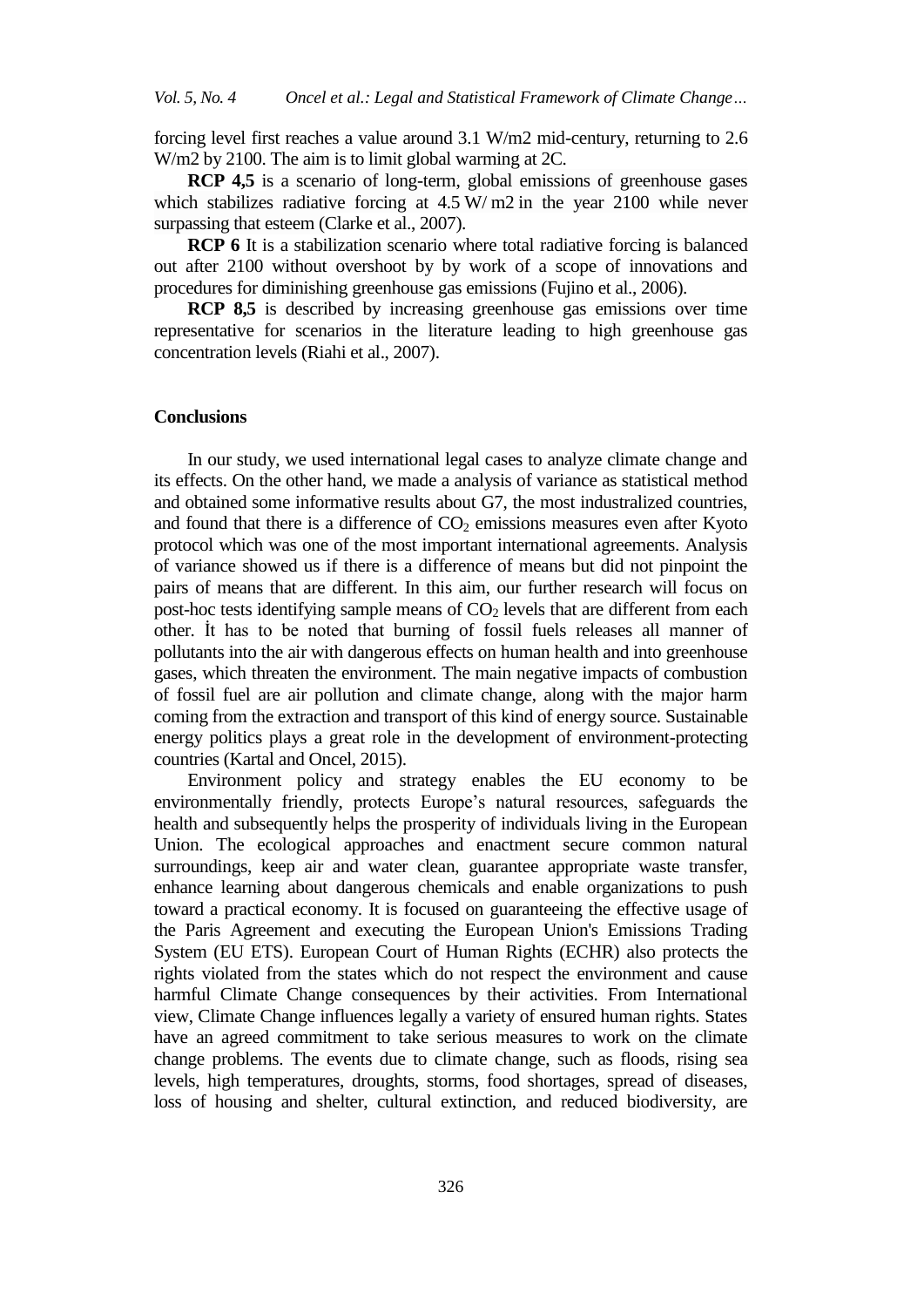forcing level first reaches a value around 3.1 W/m2 mid-century, returning to 2.6 W/m2 by 2100. The aim is to limit global warming at 2C.

**RCP 4,5** is a scenario of long-term, global emissions of greenhouse gases which stabilizes radiative forcing at 4.5 W/ m2 in the year 2100 while never surpassing that esteem (Clarke et al., 2007).

**RCP 6** It is a stabilization scenario where total radiative forcing is balanced out after 2100 without overshoot by by work of a scope of innovations and procedures for diminishing greenhouse gas emissions (Fujino et al., 2006).

**RCP 8,5** is described by increasing greenhouse gas emissions over time representative for scenarios in the literature leading to high greenhouse gas concentration levels (Riahi et al., 2007).

## Conclusions

In our study, we used international legal cases to analyze climate change and its effects. On the other hand, we made a analysis of variance as statistical method and obtained some informative results about G7, the most industralized countries, and found that there is a difference of $CO_2$ emissions measures even after Kyoto protocol which was one of the most important international agreements. Analysis of variance showed us if there is a difference of means but did not pinpoint the pairs of means that are different. In this aim, our further research will focus on post-hoc tests identifying sample means of $CO_2$ levels that are different from each other. İt has to be noted that burning of fossil fuels releases all manner of pollutants into the air with dangerous effects on human health and into greenhouse gases, which threaten the environment. The main negative impacts of combustion of fossil fuel are air pollution and climate change, along with the major harm coming from the extraction and transport of this kind of energy source. Sustainable energy politics plays a great role in the development of environment-protecting countries (Kartal and Oncel, 2015).

Environment policy and strategy enables the EU economy to be environmentally friendly, protects Europe's natural resources, safeguards the health and subsequently helps the prosperity of individuals living in the European Union. The ecological approaches and enactment secure common natural surroundings, keep air and water clean, guarantee appropriate waste transfer, enhance learning about dangerous chemicals and enable organizations to push toward a practical economy. It is focused on guaranteeing the effective usage of the Paris Agreement and executing the European Union's Emissions Trading System (EU ETS). European Court of Human Rights (ECHR) also protects the rights violated from the states which do not respect the environment and cause harmful Climate Change consequences by their activities. From International view, Climate Change influences legally a variety of ensured human rights. States have an agreed commitment to take serious measures to work on the climate change problems. The events due to climate change, such as floods, rising sea levels, high temperatures, droughts, storms, food shortages, spread of diseases, loss of housing and shelter, cultural extinction, and reduced biodiversity, are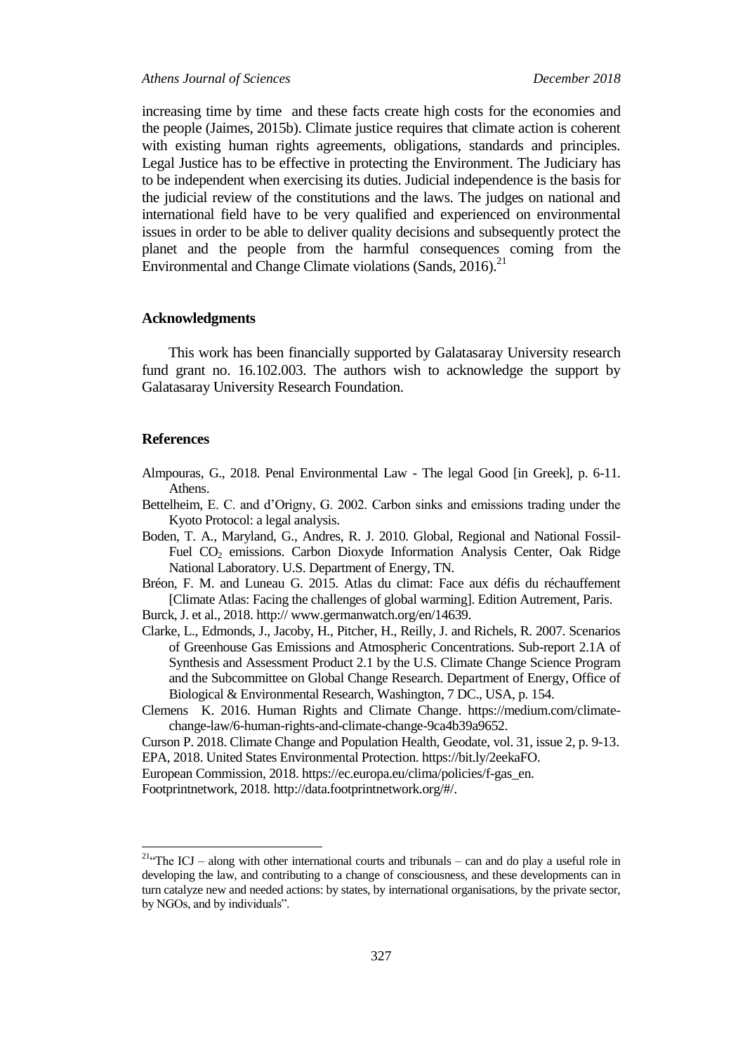increasing time by time and these facts create high costs for the economies and the people (Jaimes, 2015b). Climate justice requires that climate action is coherent with existing human rights agreements, obligations, standards and principles. Legal Justice has to be effective in protecting the Environment. The Judiciary has to be independent when exercising its duties. Judicial independence is the basis for the judicial review of the constitutions and the laws. The judges on national and international field have to be very qualified and experienced on environmental issues in order to be able to deliver quality decisions and subsequently protect the planet and the people from the harmful consequences coming from the Environmental and Change Climate violations (Sands, 2016).[21]

## Acknowledgments

This work has been financially supported by Galatasaray University research fund grant no. 16.102.003. The authors wish to acknowledge the support by Galatasaray University Research Foundation.

## References

Almpouras, G., 2018. Penal Environmental Law - The legal Good [in Greek], p. 6-11. Athens.

Bettelheim, E. C. and d'Origny, G. 2002. Carbon sinks and emissions trading under the Kyoto Protocol: a legal analysis.

Boden, T. A., Maryland, G., Andres, R. J. 2010. Global, Regional and National Fossil-Fuel $CO_2$ emissions. Carbon Dioxyde Information Analysis Center, Oak Ridge National Laboratory. U.S. Department of Energy, TN.

Bréon, F. M. and Luneau G. 2015. Atlas du climat: Face aux défis du réchauffement [Climate Atlas: Facing the challenges of global warming]. Edition Autrement, Paris.

Burck, J. et al., 2018. http:// www.germanwatch.org/en/14639.

Clarke, L., Edmonds, J., Jacoby, H., Pitcher, H., Reilly, J. and Richels, R. 2007. Scenarios of Greenhouse Gas Emissions and Atmospheric Concentrations. Sub-report 2.1A of Synthesis and Assessment Product 2.1 by the U.S. Climate Change Science Program and the Subcommittee on Global Change Research. Department of Energy, Office of Biological & Environmental Research, Washington, 7 DC., USA, p. 154.

Clemens K. 2016. Human Rights and Climate Change. https://medium.com/climate-change-law/6-human-rights-and-climate-change-9ca4b39a9652.

Curson P. 2018. Climate Change and Population Health, Geodate, vol. 31, issue 2, p. 9-13.

EPA, 2018. United States Environmental Protection. https://bit.ly/2eekaFO.

European Commission, 2018. https://ec.europa.eu/clima/policies/f-gas_en.

Footprintnetwork, 2018. http://data.footprintnetwork.org/#/.

---

[21] "The ICJ – along with other international courts and tribunals – can and do play a useful role in developing the law, and contributing to a change of consciousness, and these developments can in turn catalyze new and needed actions: by states, by international organisations, by the private sector, by NGOs, and by individuals".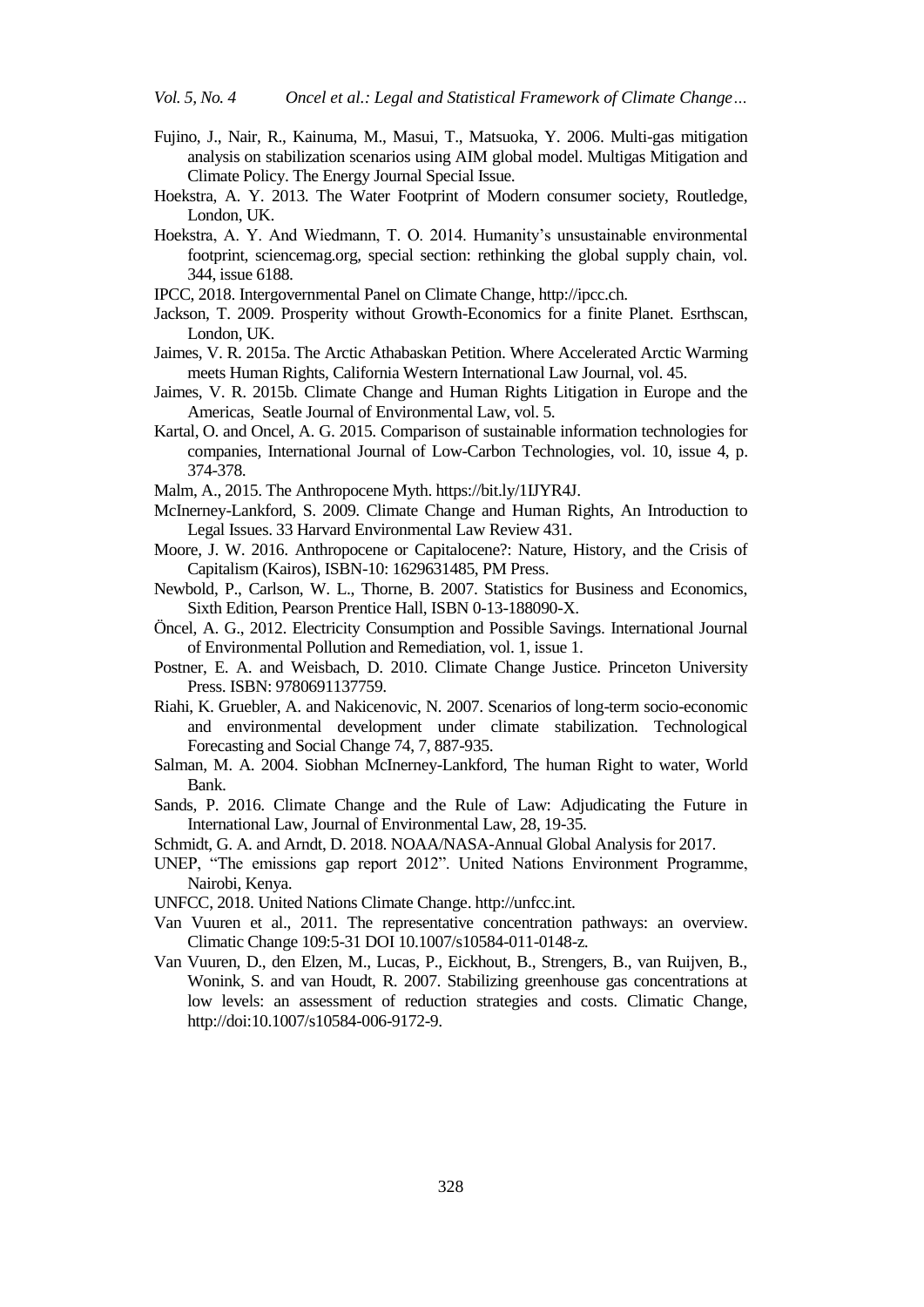Fujino, J., Nair, R., Kainuma, M., Masui, T., Matsuoka, Y. 2006. Multi-gas mitigation analysis on stabilization scenarios using AIM global model. Multigas Mitigation and Climate Policy. The Energy Journal Special Issue.

Hoekstra, A. Y. 2013. The Water Footprint of Modern consumer society, Routledge, London, UK.

Hoekstra, A. Y. And Wiedmann, T. O. 2014. Humanity's unsustainable environmental footprint, sciencemag.org, special section: rethinking the global supply chain, vol. 344, issue 6188.

IPCC, 2018. Intergovernmental Panel on Climate Change, http://ipcc.ch.

Jackson, T. 2009. Prosperity without Growth-Economics for a finite Planet. Esrthscan, London, UK.

Jaimes, V. R. 2015a. The Arctic Athabaskan Petition. Where Accelerated Arctic Warming meets Human Rights, California Western International Law Journal, vol. 45.

Jaimes, V. R. 2015b. Climate Change and Human Rights Litigation in Europe and the Americas, Seatle Journal of Environmental Law, vol. 5.

Kartal, O. and Oncel, A. G. 2015. Comparison of sustainable information technologies for companies, International Journal of Low-Carbon Technologies, vol. 10, issue 4, p. 374-378.

Malm, A., 2015. The Anthropocene Myth. https://bit.ly/1IJYR4J.

McInerney-Lankford, S. 2009. Climate Change and Human Rights, An Introduction to Legal Issues. 33 Harvard Environmental Law Review 431.

Moore, J. W. 2016. Anthropocene or Capitalocene?: Nature, History, and the Crisis of Capitalism (Kairos), ISBN-10: 1629631485, PM Press.

Newbold, P., Carlson, W. L., Thorne, B. 2007. Statistics for Business and Economics, Sixth Edition, Pearson Prentice Hall, ISBN 0-13-188090-X.

Öncel, A. G., 2012. Electricity Consumption and Possible Savings. International Journal of Environmental Pollution and Remediation, vol. 1, issue 1.

Postner, E. A. and Weisbach, D. 2010. Climate Change Justice. Princeton University Press. ISBN: 9780691137759.

Riahi, K. Gruebler, A. and Nakicenovic, N. 2007. Scenarios of long-term socio-economic and environmental development under climate stabilization. Technological Forecasting and Social Change 74, 7, 887-935.

Salman, M. A. 2004. Siobhan McInerney-Lankford, The human Right to water, World Bank.

Sands, P. 2016. Climate Change and the Rule of Law: Adjudicating the Future in International Law, Journal of Environmental Law, 28, 19-35.

Schmidt, G. A. and Arndt, D. 2018. NOAA/NASA-Annual Global Analysis for 2017.

UNEP, "The emissions gap report 2012". United Nations Environment Programme, Nairobi, Kenya.

UNFCC, 2018. United Nations Climate Change. http://unfcc.int.

Van Vuuren et al., 2011. The representative concentration pathways: an overview. Climatic Change 109:5-31 DOI 10.1007/s10584-011-0148-z.

Van Vuuren, D., den Elzen, M., Lucas, P., Eickhout, B., Strengers, B., van Ruijven, B., Wonink, S. and van Houdt, R. 2007. Stabilizing greenhouse gas concentrations at low levels: an assessment of reduction strategies and costs. Climatic Change, http://doi:10.1007/s10584-006-9172-9.